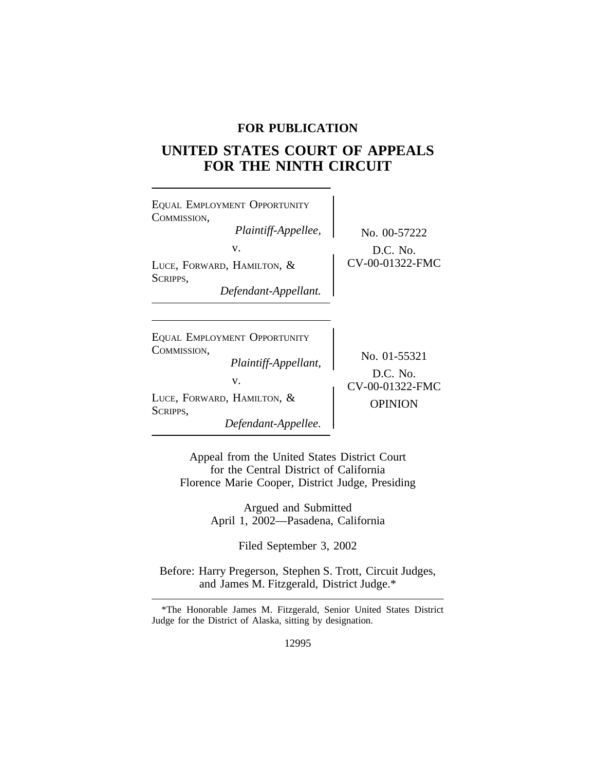**FOR PUBLICATION**

# UNITED STATES COURT OF APPEALS FOR THE NINTH CIRCUIT

EQUAL EMPLOYMENT OPPORTUNITY COMMISSION,
*Plaintiff-Appellee,*

v.

LUCE, FORWARD, HAMILTON, & SCRIPPS,
*Defendant-Appellant.*

No. 00-57222

D.C. No. CV-00-01322-FMC

---

EQUAL EMPLOYMENT OPPORTUNITY COMMISSION,
*Plaintiff-Appellant,*

v.

LUCE, FORWARD, HAMILTON, & SCRIPPS,
*Defendant-Appellee.*

No. 01-55321

D.C. No. CV-00-01322-FMC

OPINION

---

Appeal from the United States District Court for the Central District of California
Florence Marie Cooper, District Judge, Presiding

Argued and Submitted
April 1, 2002—Pasadena, California

Filed September 3, 2002

Before: Harry Pregerson, Stephen S. Trott, Circuit Judges, and James M. Fitzgerald, District Judge.*

---

*The Honorable James M. Fitzgerald, Senior United States District Judge for the District of Alaska, sitting by designation.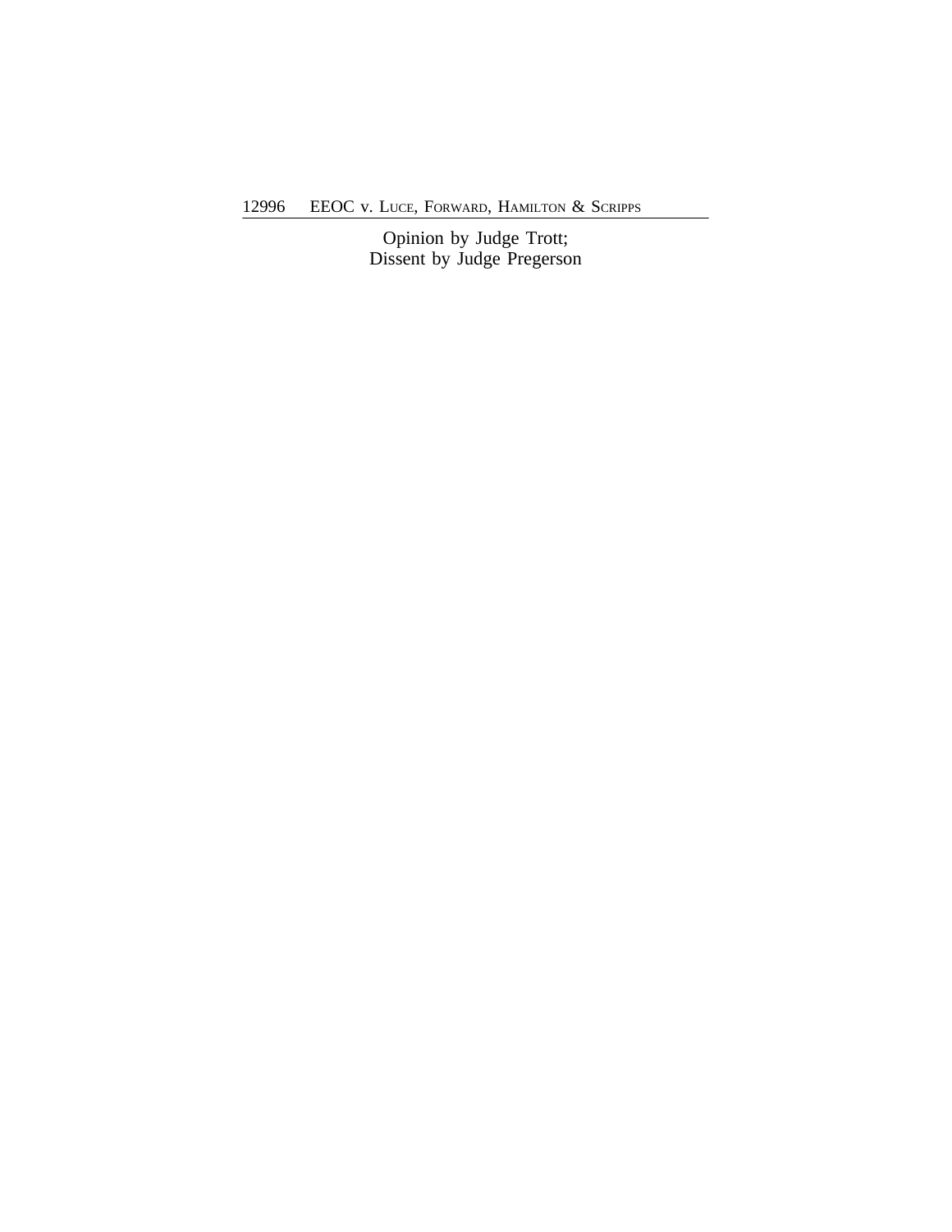Opinion by Judge Trott;
Dissent by Judge Pregerson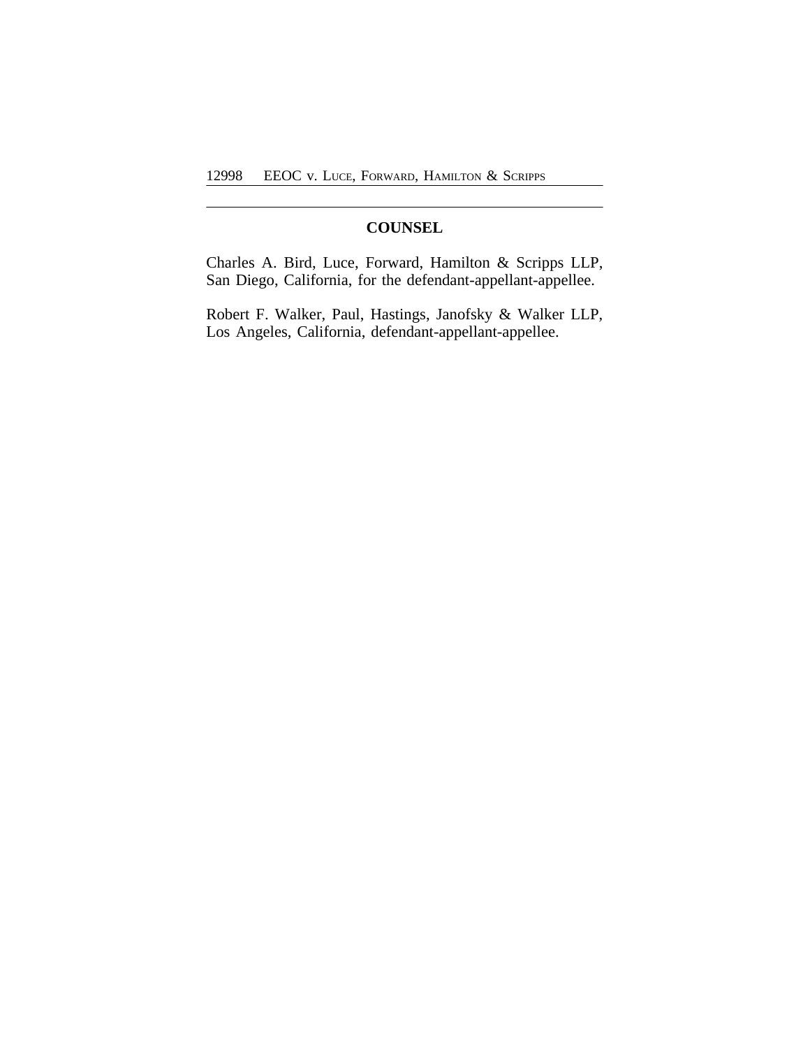## COUNSEL

Charles A. Bird, Luce, Forward, Hamilton & Scripps LLP, San Diego, California, for the defendant-appellant-appellee.

Robert F. Walker, Paul, Hastings, Janofsky & Walker LLP, Los Angeles, California, defendant-appellant-appellee.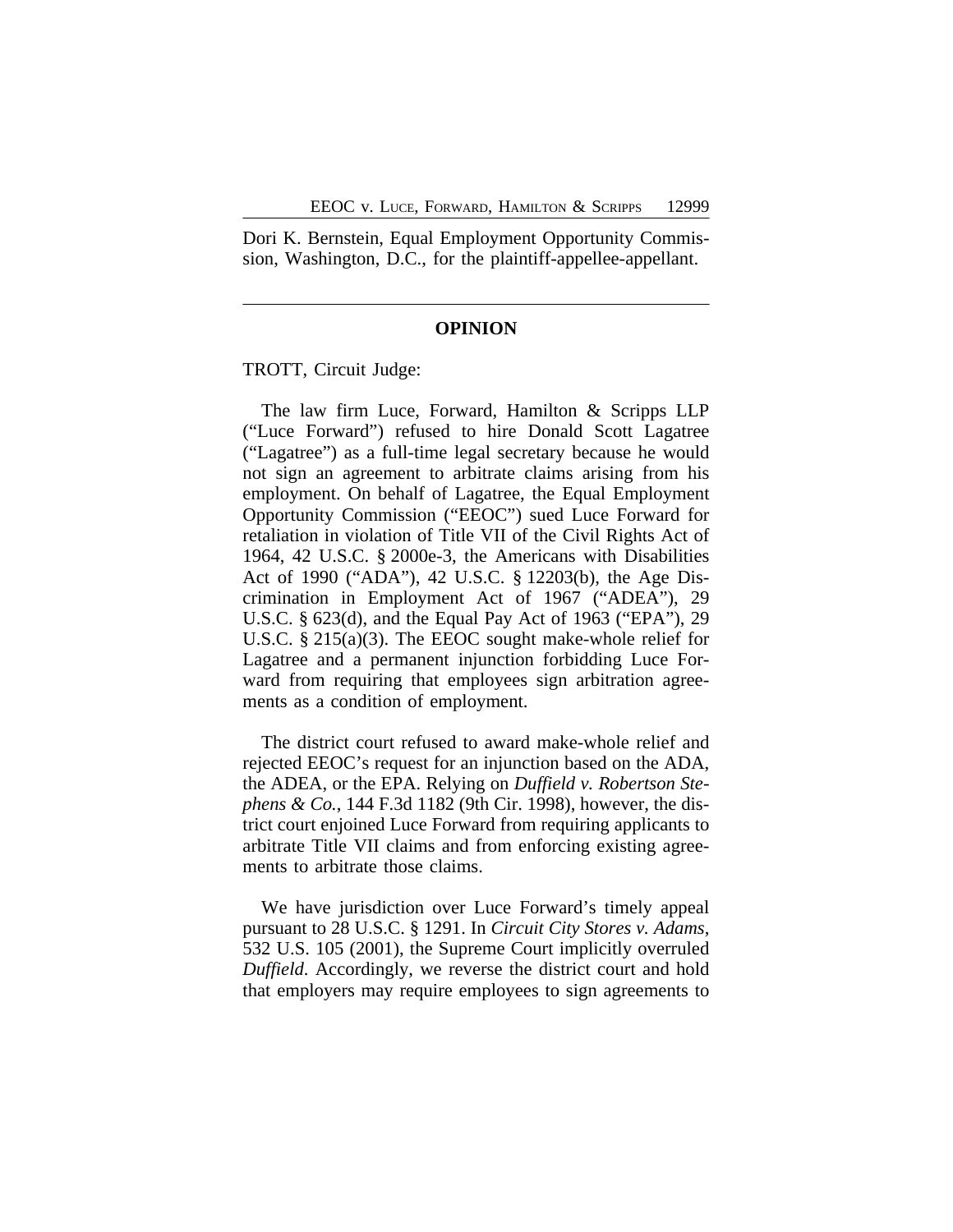Dori K. Bernstein, Equal Employment Opportunity Commission, Washington, D.C., for the plaintiff-appellee-appellant.

---

## OPINION

TROTT, Circuit Judge:

The law firm Luce, Forward, Hamilton & Scripps LLP ("Luce Forward") refused to hire Donald Scott Lagatree ("Lagatree") as a full-time legal secretary because he would not sign an agreement to arbitrate claims arising from his employment. On behalf of Lagatree, the Equal Employment Opportunity Commission ("EEOC") sued Luce Forward for retaliation in violation of Title VII of the Civil Rights Act of 1964, 42 U.S.C. § 2000e-3, the Americans with Disabilities Act of 1990 ("ADA"), 42 U.S.C. § 12203(b), the Age Discrimination in Employment Act of 1967 ("ADEA"), 29 U.S.C. § 623(d), and the Equal Pay Act of 1963 ("EPA"), 29 U.S.C. § 215(a)(3). The EEOC sought make-whole relief for Lagatree and a permanent injunction forbidding Luce Forward from requiring that employees sign arbitration agreements as a condition of employment.

The district court refused to award make-whole relief and rejected EEOC's request for an injunction based on the ADA, the ADEA, or the EPA. Relying on *Duffield v. Robertson Stephens & Co.*, 144 F.3d 1182 (9th Cir. 1998), however, the district court enjoined Luce Forward from requiring applicants to arbitrate Title VII claims and from enforcing existing agreements to arbitrate those claims.

We have jurisdiction over Luce Forward's timely appeal pursuant to 28 U.S.C. § 1291. In *Circuit City Stores v. Adams*, 532 U.S. 105 (2001), the Supreme Court implicitly overruled *Duffield*. Accordingly, we reverse the district court and hold that employers may require employees to sign agreements to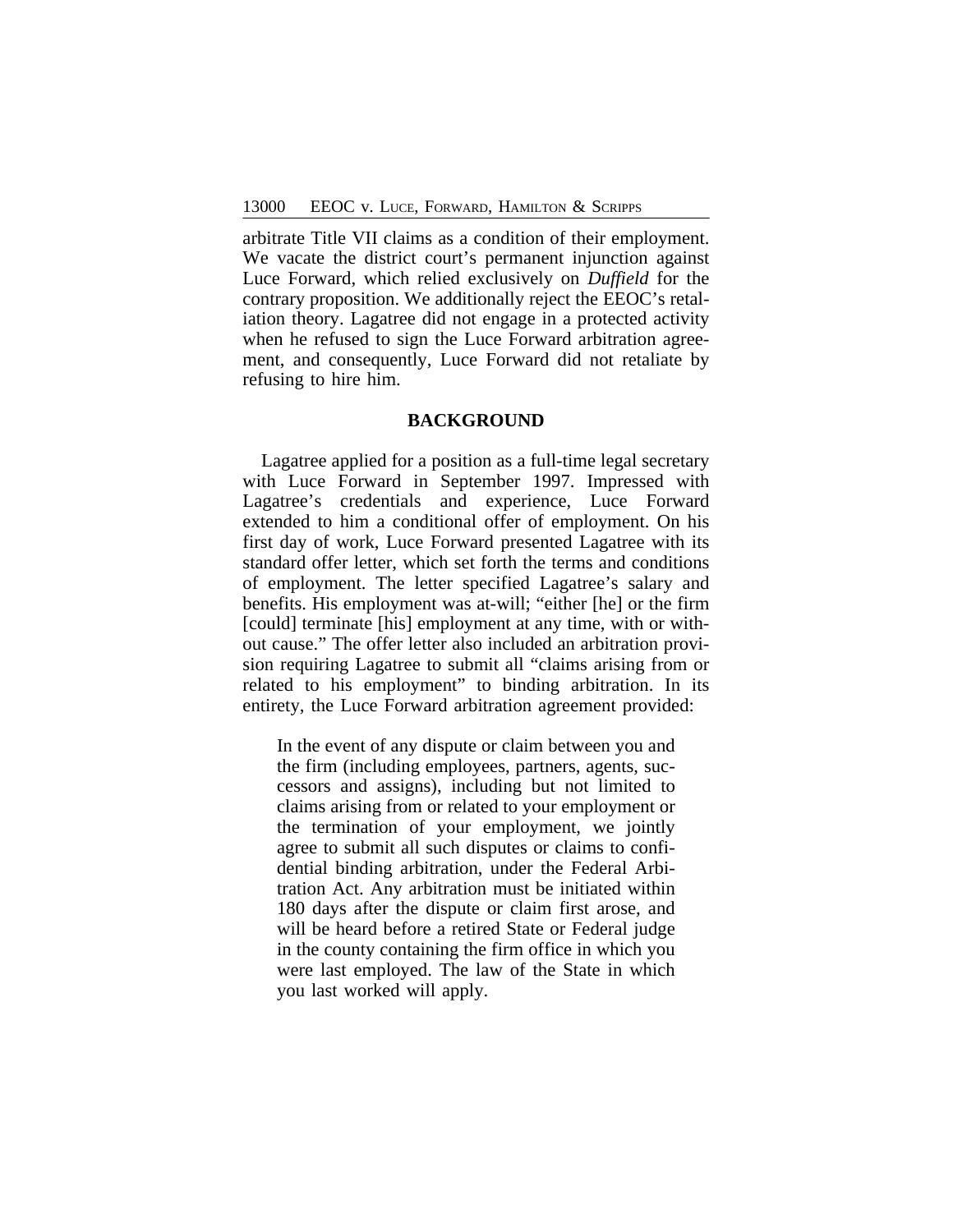arbitrate Title VII claims as a condition of their employment. We vacate the district court's permanent injunction against Luce Forward, which relied exclusively on *Duffield* for the contrary proposition. We additionally reject the EEOC's retaliation theory. Lagatree did not engage in a protected activity when he refused to sign the Luce Forward arbitration agreement, and consequently, Luce Forward did not retaliate by refusing to hire him.

## BACKGROUND

Lagatree applied for a position as a full-time legal secretary with Luce Forward in September 1997. Impressed with Lagatree's credentials and experience, Luce Forward extended to him a conditional offer of employment. On his first day of work, Luce Forward presented Lagatree with its standard offer letter, which set forth the terms and conditions of employment. The letter specified Lagatree's salary and benefits. His employment was at-will; "either [he] or the firm [could] terminate [his] employment at any time, with or without cause." The offer letter also included an arbitration provision requiring Lagatree to submit all "claims arising from or related to his employment" to binding arbitration. In its entirety, the Luce Forward arbitration agreement provided:

> In the event of any dispute or claim between you and the firm (including employees, partners, agents, successors and assigns), including but not limited to claims arising from or related to your employment or the termination of your employment, we jointly agree to submit all such disputes or claims to confidential binding arbitration, under the Federal Arbitration Act. Any arbitration must be initiated within 180 days after the dispute or claim first arose, and will be heard before a retired State or Federal judge in the county containing the firm office in which you were last employed. The law of the State in which you last worked will apply.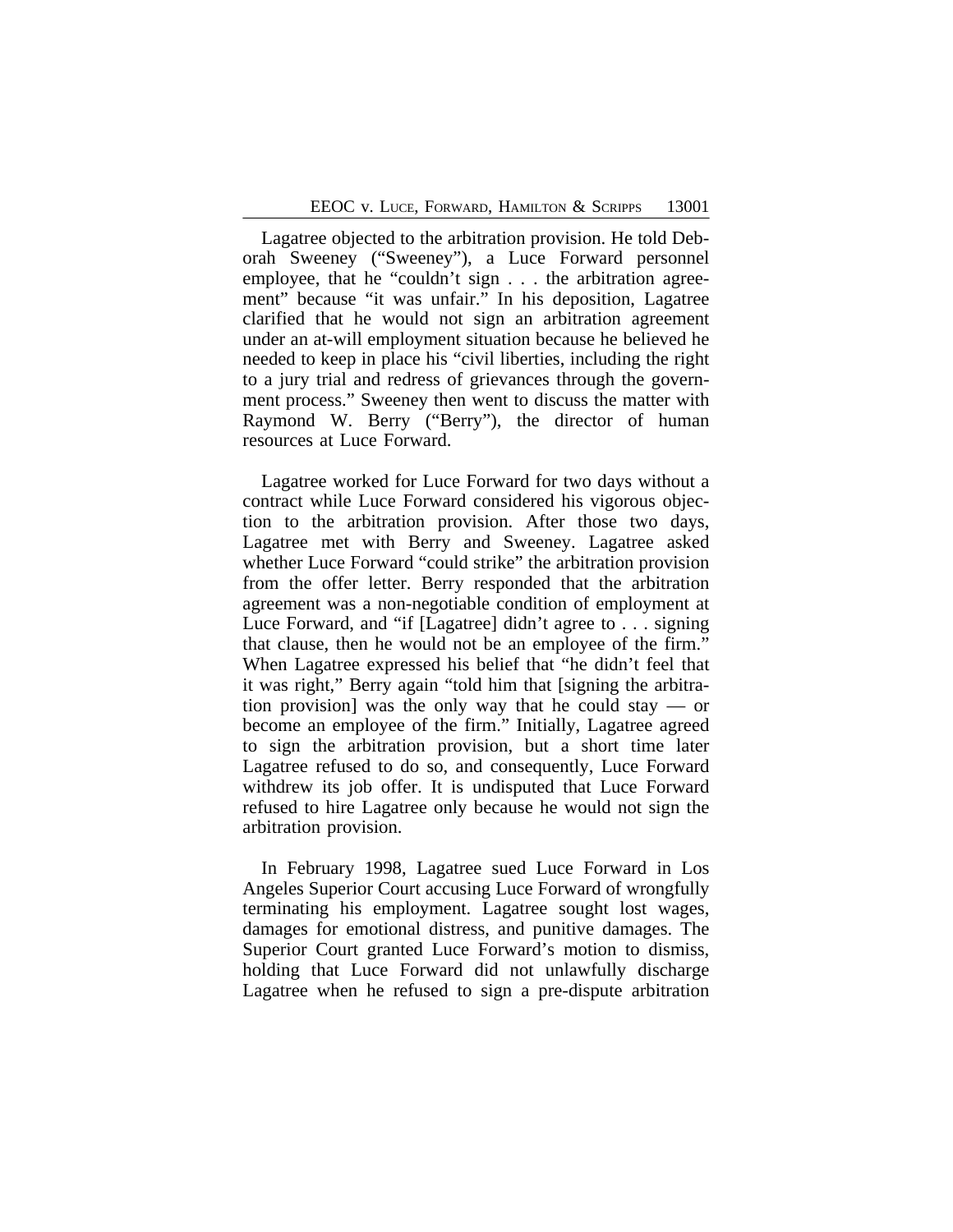Lagatree objected to the arbitration provision. He told Deborah Sweeney ("Sweeney"), a Luce Forward personnel employee, that he "couldn't sign . . . the arbitration agreement" because "it was unfair." In his deposition, Lagatree clarified that he would not sign an arbitration agreement under an at-will employment situation because he believed he needed to keep in place his "civil liberties, including the right to a jury trial and redress of grievances through the government process." Sweeney then went to discuss the matter with Raymond W. Berry ("Berry"), the director of human resources at Luce Forward.

Lagatree worked for Luce Forward for two days without a contract while Luce Forward considered his vigorous objection to the arbitration provision. After those two days, Lagatree met with Berry and Sweeney. Lagatree asked whether Luce Forward "could strike" the arbitration provision from the offer letter. Berry responded that the arbitration agreement was a non-negotiable condition of employment at Luce Forward, and "if [Lagatree] didn't agree to . . . signing that clause, then he would not be an employee of the firm." When Lagatree expressed his belief that "he didn't feel that it was right," Berry again "told him that [signing the arbitration provision] was the only way that he could stay — or become an employee of the firm." Initially, Lagatree agreed to sign the arbitration provision, but a short time later Lagatree refused to do so, and consequently, Luce Forward withdrew its job offer. It is undisputed that Luce Forward refused to hire Lagatree only because he would not sign the arbitration provision.

In February 1998, Lagatree sued Luce Forward in Los Angeles Superior Court accusing Luce Forward of wrongfully terminating his employment. Lagatree sought lost wages, damages for emotional distress, and punitive damages. The Superior Court granted Luce Forward's motion to dismiss, holding that Luce Forward did not unlawfully discharge Lagatree when he refused to sign a pre-dispute arbitration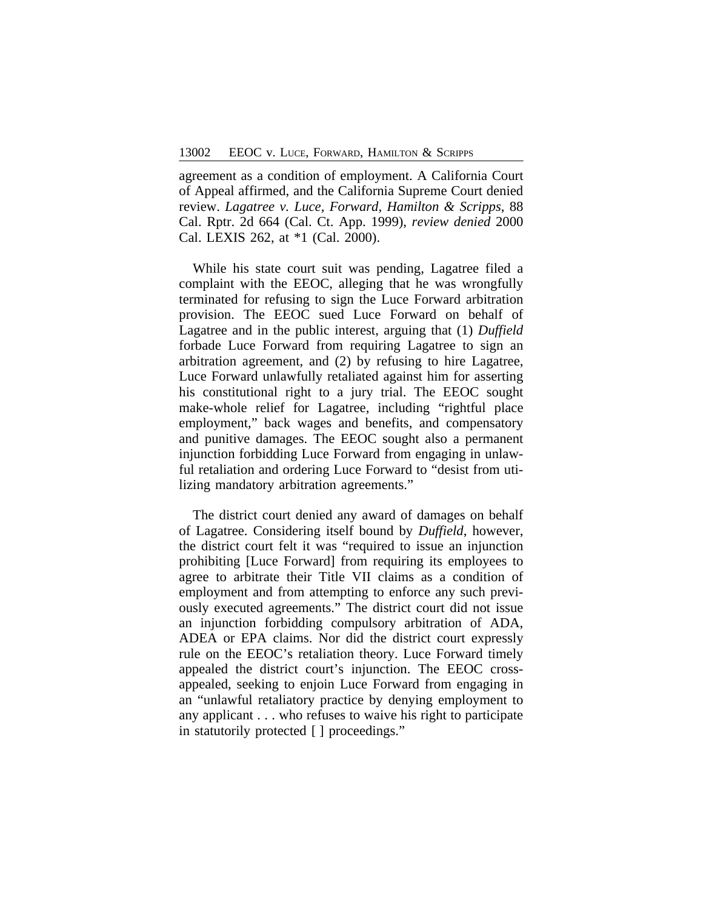agreement as a condition of employment. A California Court of Appeal affirmed, and the California Supreme Court denied review. *Lagatree v. Luce, Forward, Hamilton & Scripps*, 88 Cal. Rptr. 2d 664 (Cal. Ct. App. 1999), *review denied* 2000 Cal. LEXIS 262, at *1 (Cal. 2000).

While his state court suit was pending, Lagatree filed a complaint with the EEOC, alleging that he was wrongfully terminated for refusing to sign the Luce Forward arbitration provision. The EEOC sued Luce Forward on behalf of Lagatree and in the public interest, arguing that (1) *Duffield* forbade Luce Forward from requiring Lagatree to sign an arbitration agreement, and (2) by refusing to hire Lagatree, Luce Forward unlawfully retaliated against him for asserting his constitutional right to a jury trial. The EEOC sought make-whole relief for Lagatree, including "rightful place employment," back wages and benefits, and compensatory and punitive damages. The EEOC sought also a permanent injunction forbidding Luce Forward from engaging in unlawful retaliation and ordering Luce Forward to "desist from utilizing mandatory arbitration agreements."

The district court denied any award of damages on behalf of Lagatree. Considering itself bound by *Duffield*, however, the district court felt it was "required to issue an injunction prohibiting [Luce Forward] from requiring its employees to agree to arbitrate their Title VII claims as a condition of employment and from attempting to enforce any such previously executed agreements." The district court did not issue an injunction forbidding compulsory arbitration of ADA, ADEA or EPA claims. Nor did the district court expressly rule on the EEOC's retaliation theory. Luce Forward timely appealed the district court's injunction. The EEOC cross-appealed, seeking to enjoin Luce Forward from engaging in an "unlawful retaliatory practice by denying employment to any applicant . . . who refuses to waive his right to participate in statutorily protected [ ] proceedings."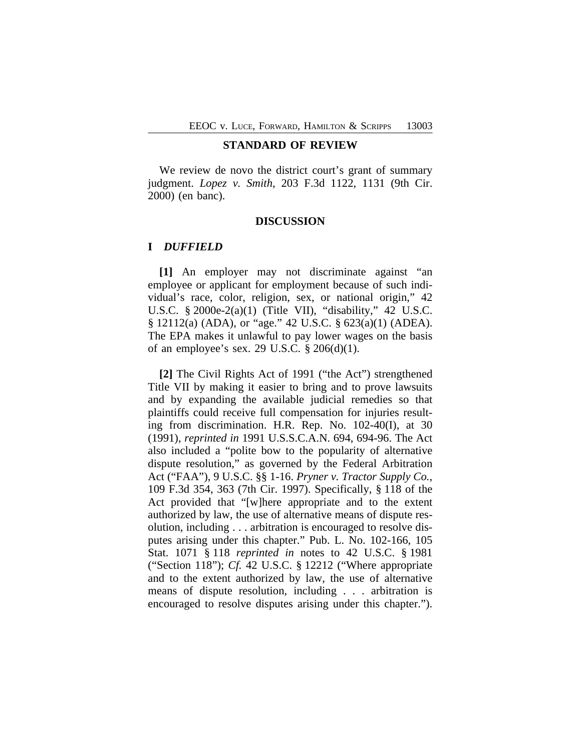## STANDARD OF REVIEW

We review de novo the district court's grant of summary judgment. *Lopez v. Smith*, 203 F.3d 1122, 1131 (9th Cir. 2000) (en banc).

## DISCUSSION

### I *DUFFIELD*

**[1]** An employer may not discriminate against "an employee or applicant for employment because of such individual's race, color, religion, sex, or national origin," 42 U.S.C. § 2000e-2(a)(1) (Title VII), "disability," 42 U.S.C. § 12112(a) (ADA), or "age." 42 U.S.C. § 623(a)(1) (ADEA). The EPA makes it unlawful to pay lower wages on the basis of an employee's sex. 29 U.S.C. § 206(d)(1).

**[2]** The Civil Rights Act of 1991 ("the Act") strengthened Title VII by making it easier to bring and to prove lawsuits and by expanding the available judicial remedies so that plaintiffs could receive full compensation for injuries resulting from discrimination. H.R. Rep. No. 102-40(I), at 30 (1991), *reprinted in* 1991 U.S.S.C.A.N. 694, 694-96. The Act also included a "polite bow to the popularity of alternative dispute resolution," as governed by the Federal Arbitration Act ("FAA"), 9 U.S.C. §§ 1-16. *Pryner v. Tractor Supply Co.*, 109 F.3d 354, 363 (7th Cir. 1997). Specifically, § 118 of the Act provided that "[w]here appropriate and to the extent authorized by law, the use of alternative means of dispute resolution, including . . . arbitration is encouraged to resolve disputes arising under this chapter." Pub. L. No. 102-166, 105 Stat. 1071 § 118 *reprinted in* notes to 42 U.S.C. § 1981 ("Section 118"); *Cf.* 42 U.S.C. § 12212 ("Where appropriate and to the extent authorized by law, the use of alternative means of dispute resolution, including . . . arbitration is encouraged to resolve disputes arising under this chapter.").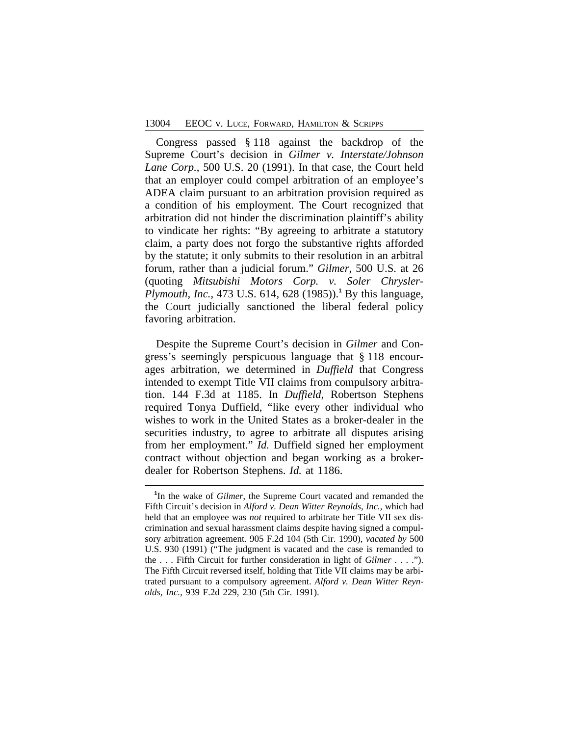Congress passed § 118 against the backdrop of the Supreme Court's decision in *Gilmer v. Interstate/Johnson Lane Corp.*, 500 U.S. 20 (1991). In that case, the Court held that an employer could compel arbitration of an employee's ADEA claim pursuant to an arbitration provision required as a condition of his employment. The Court recognized that arbitration did not hinder the discrimination plaintiff's ability to vindicate her rights: "By agreeing to arbitrate a statutory claim, a party does not forgo the substantive rights afforded by the statute; it only submits to their resolution in an arbitral forum, rather than a judicial forum." *Gilmer*, 500 U.S. at 26 (quoting *Mitsubishi Motors Corp. v. Soler Chrysler-Plymouth, Inc.*, 473 U.S. 614, 628 (1985)).[1] By this language, the Court judicially sanctioned the liberal federal policy favoring arbitration.

Despite the Supreme Court's decision in *Gilmer* and Congress's seemingly perspicuous language that § 118 encourages arbitration, we determined in *Duffield* that Congress intended to exempt Title VII claims from compulsory arbitration. 144 F.3d at 1185. In *Duffield*, Robertson Stephens required Tonya Duffield, "like every other individual who wishes to work in the United States as a broker-dealer in the securities industry, to agree to arbitrate all disputes arising from her employment." *Id.* Duffield signed her employment contract without objection and began working as a broker-dealer for Robertson Stephens. *Id.* at 1186.

[1]In the wake of *Gilmer*, the Supreme Court vacated and remanded the Fifth Circuit's decision in *Alford v. Dean Witter Reynolds, Inc.*, which had held that an employee was *not* required to arbitrate her Title VII sex discrimination and sexual harassment claims despite having signed a compulsory arbitration agreement. 905 F.2d 104 (5th Cir. 1990), *vacated by* 500 U.S. 930 (1991) ("The judgment is vacated and the case is remanded to the . . . Fifth Circuit for further consideration in light of *Gilmer* . . . ."). The Fifth Circuit reversed itself, holding that Title VII claims may be arbitrated pursuant to a compulsory agreement. *Alford v. Dean Witter Reynolds, Inc.*, 939 F.2d 229, 230 (5th Cir. 1991).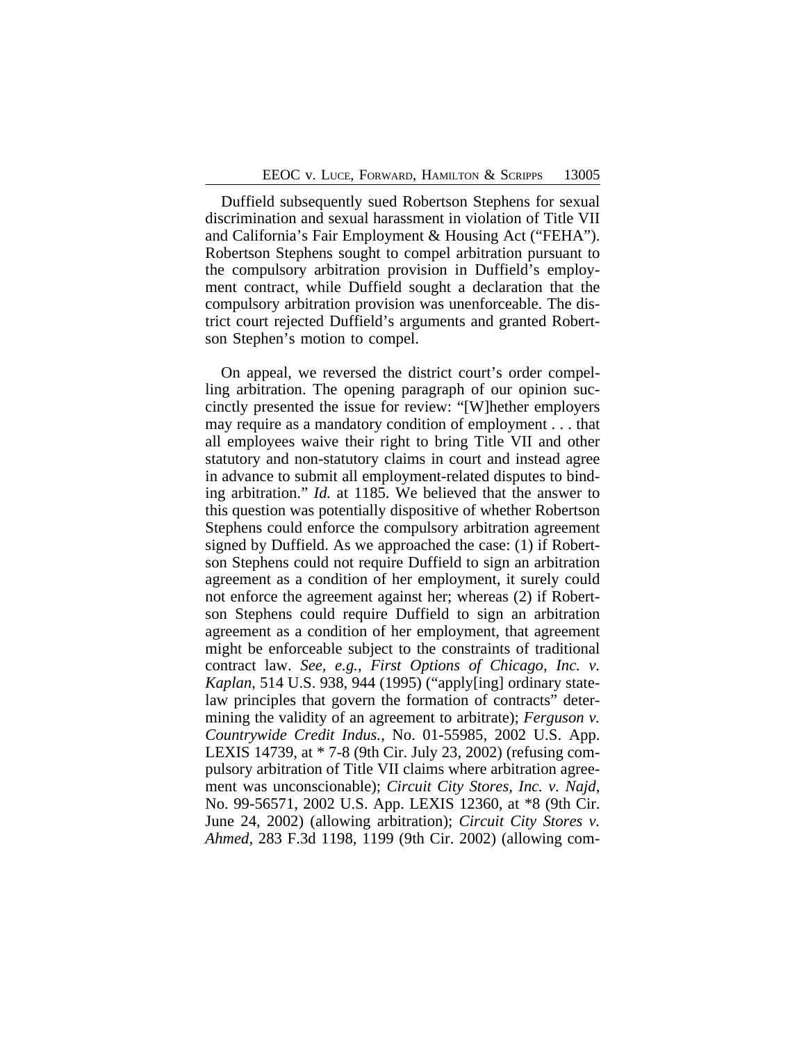Duffield subsequently sued Robertson Stephens for sexual discrimination and sexual harassment in violation of Title VII and California's Fair Employment & Housing Act ("FEHA"). Robertson Stephens sought to compel arbitration pursuant to the compulsory arbitration provision in Duffield's employment contract, while Duffield sought a declaration that the compulsory arbitration provision was unenforceable. The district court rejected Duffield's arguments and granted Robertson Stephen's motion to compel.

On appeal, we reversed the district court's order compelling arbitration. The opening paragraph of our opinion succinctly presented the issue for review: "[W]hether employers may require as a mandatory condition of employment . . . that all employees waive their right to bring Title VII and other statutory and non-statutory claims in court and instead agree in advance to submit all employment-related disputes to binding arbitration." *Id.* at 1185. We believed that the answer to this question was potentially dispositive of whether Robertson Stephens could enforce the compulsory arbitration agreement signed by Duffield. As we approached the case: (1) if Robertson Stephens could not require Duffield to sign an arbitration agreement as a condition of her employment, it surely could not enforce the agreement against her; whereas (2) if Robertson Stephens could require Duffield to sign an arbitration agreement as a condition of her employment, that agreement might be enforceable subject to the constraints of traditional contract law. *See, e.g.*, *First Options of Chicago, Inc. v. Kaplan*, 514 U.S. 938, 944 (1995) ("apply[ing] ordinary state-law principles that govern the formation of contracts" determining the validity of an agreement to arbitrate); *Ferguson v. Countrywide Credit Indus.*, No. 01-55985, 2002 U.S. App. LEXIS 14739, at * 7-8 (9th Cir. July 23, 2002) (refusing compulsory arbitration of Title VII claims where arbitration agreement was unconscionable); *Circuit City Stores, Inc. v. Najd*, No. 99-56571, 2002 U.S. App. LEXIS 12360, at *8 (9th Cir. June 24, 2002) (allowing arbitration); *Circuit City Stores v. Ahmed*, 283 F.3d 1198, 1199 (9th Cir. 2002) (allowing com-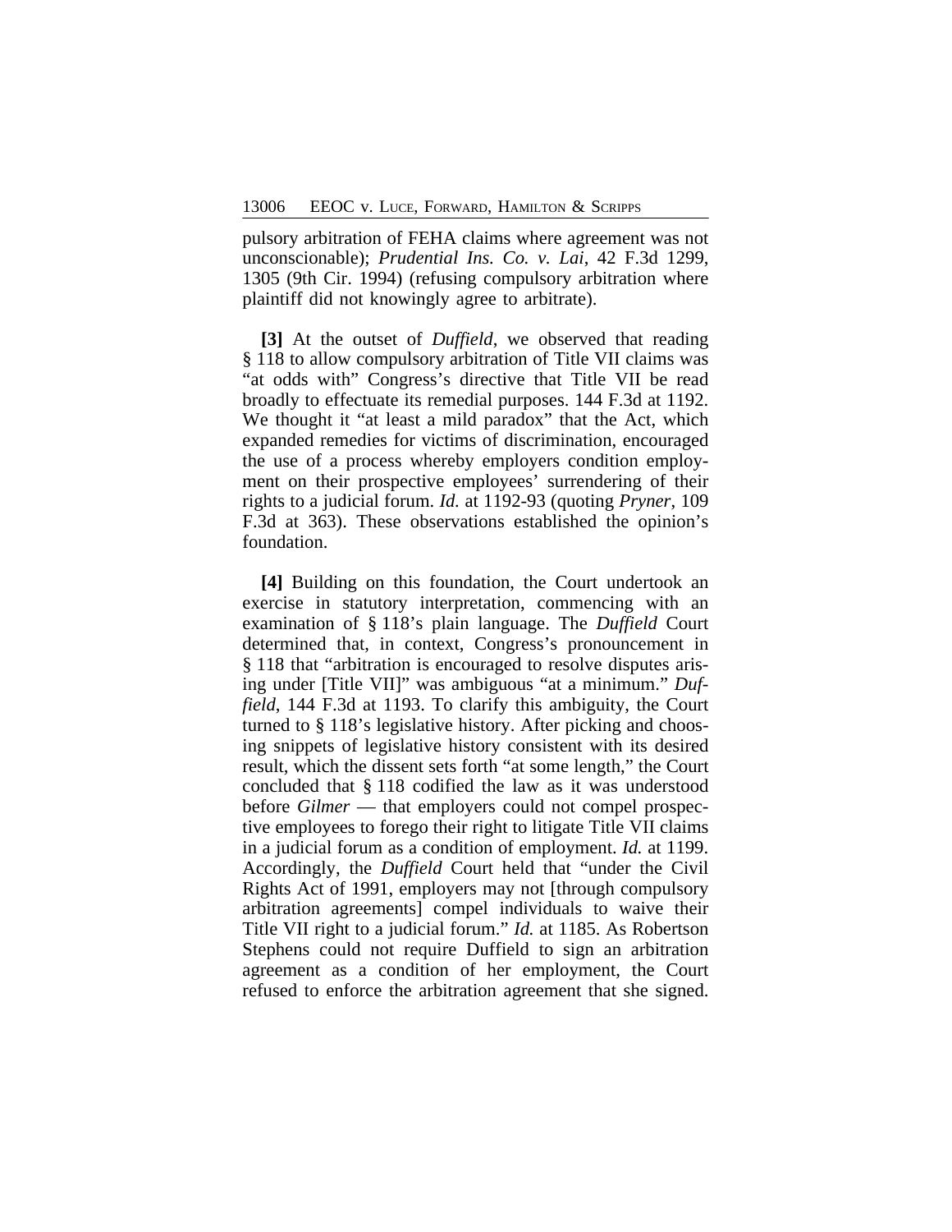pulsory arbitration of FEHA claims where agreement was not unconscionable); *Prudential Ins. Co. v. Lai*, 42 F.3d 1299, 1305 (9th Cir. 1994) (refusing compulsory arbitration where plaintiff did not knowingly agree to arbitrate).

**[3]** At the outset of *Duffield*, we observed that reading § 118 to allow compulsory arbitration of Title VII claims was "at odds with" Congress's directive that Title VII be read broadly to effectuate its remedial purposes. 144 F.3d at 1192. We thought it "at least a mild paradox" that the Act, which expanded remedies for victims of discrimination, encouraged the use of a process whereby employers condition employment on their prospective employees' surrendering of their rights to a judicial forum. *Id.* at 1192-93 (quoting *Pryner*, 109 F.3d at 363). These observations established the opinion's foundation.

**[4]** Building on this foundation, the Court undertook an exercise in statutory interpretation, commencing with an examination of § 118's plain language. The *Duffield* Court determined that, in context, Congress's pronouncement in § 118 that "arbitration is encouraged to resolve disputes arising under [Title VII]" was ambiguous "at a minimum." *Duffield*, 144 F.3d at 1193. To clarify this ambiguity, the Court turned to § 118's legislative history. After picking and choosing snippets of legislative history consistent with its desired result, which the dissent sets forth "at some length," the Court concluded that § 118 codified the law as it was understood before *Gilmer* — that employers could not compel prospective employees to forego their right to litigate Title VII claims in a judicial forum as a condition of employment. *Id.* at 1199. Accordingly, the *Duffield* Court held that "under the Civil Rights Act of 1991, employers may not [through compulsory arbitration agreements] compel individuals to waive their Title VII right to a judicial forum." *Id.* at 1185. As Robertson Stephens could not require Duffield to sign an arbitration agreement as a condition of her employment, the Court refused to enforce the arbitration agreement that she signed.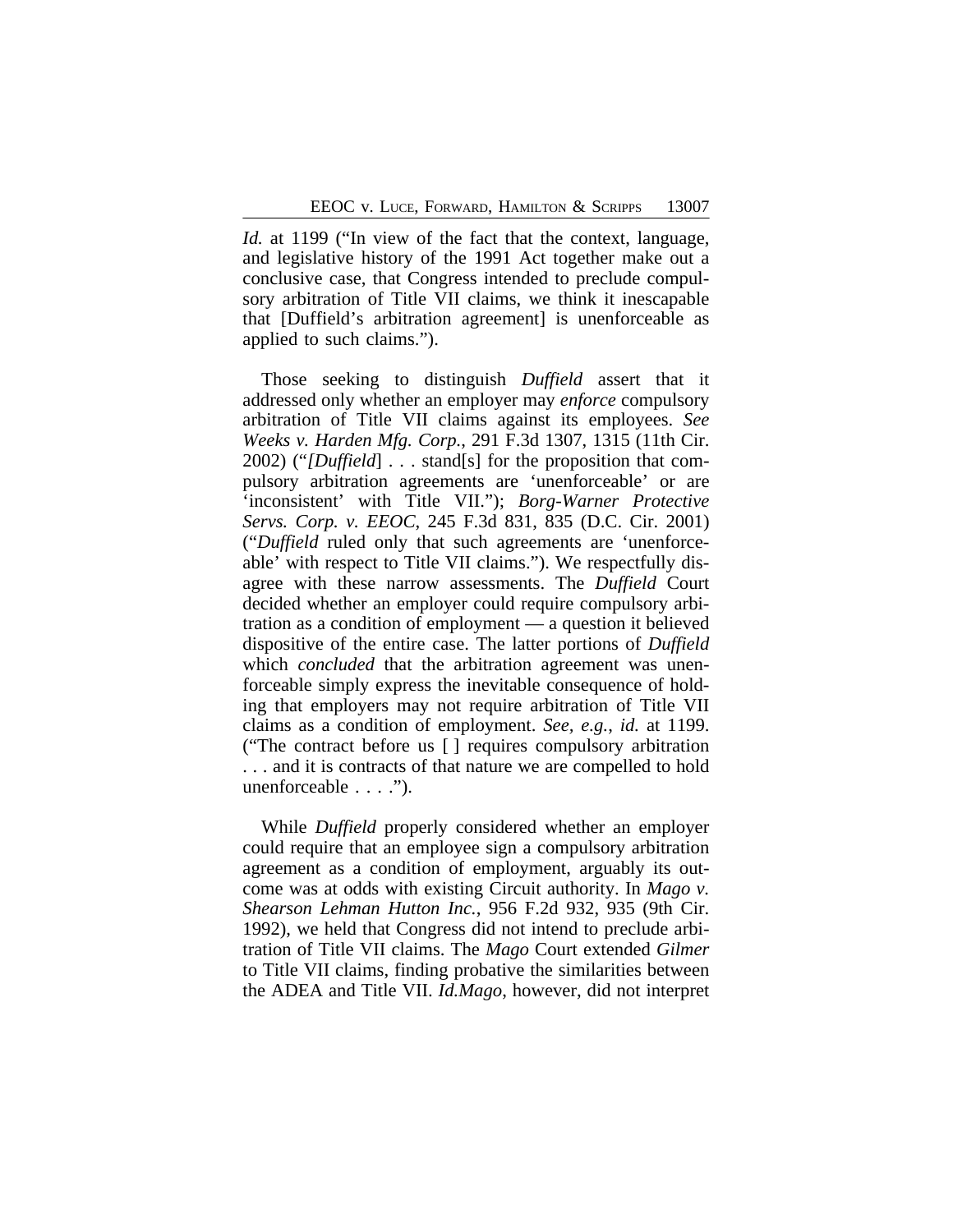*Id.* at 1199 ("In view of the fact that the context, language, and legislative history of the 1991 Act together make out a conclusive case, that Congress intended to preclude compulsory arbitration of Title VII claims, we think it inescapable that [Duffield's arbitration agreement] is unenforceable as applied to such claims.").

Those seeking to distinguish *Duffield* assert that it addressed only whether an employer may *enforce* compulsory arbitration of Title VII claims against its employees. *See Weeks v. Harden Mfg. Corp.*, 291 F.3d 1307, 1315 (11th Cir. 2002) ("*[Duffield*] . . . stand[s] for the proposition that compulsory arbitration agreements are 'unenforceable' or are 'inconsistent' with Title VII."); *Borg-Warner Protective Servs. Corp. v. EEOC*, 245 F.3d 831, 835 (D.C. Cir. 2001) ("*Duffield* ruled only that such agreements are 'unenforceable' with respect to Title VII claims."). We respectfully disagree with these narrow assessments. The *Duffield* Court decided whether an employer could require compulsory arbitration as a condition of employment — a question it believed dispositive of the entire case. The latter portions of *Duffield* which *concluded* that the arbitration agreement was unenforceable simply express the inevitable consequence of holding that employers may not require arbitration of Title VII claims as a condition of employment. *See, e.g.*, *id.* at 1199. ("The contract before us [ ] requires compulsory arbitration . . . and it is contracts of that nature we are compelled to hold unenforceable . . . .").

While *Duffield* properly considered whether an employer could require that an employee sign a compulsory arbitration agreement as a condition of employment, arguably its outcome was at odds with existing Circuit authority. In *Mago v. Shearson Lehman Hutton Inc.*, 956 F.2d 932, 935 (9th Cir. 1992), we held that Congress did not intend to preclude arbitration of Title VII claims. The *Mago* Court extended *Gilmer* to Title VII claims, finding probative the similarities between the ADEA and Title VII. *Id.Mago*, however, did not interpret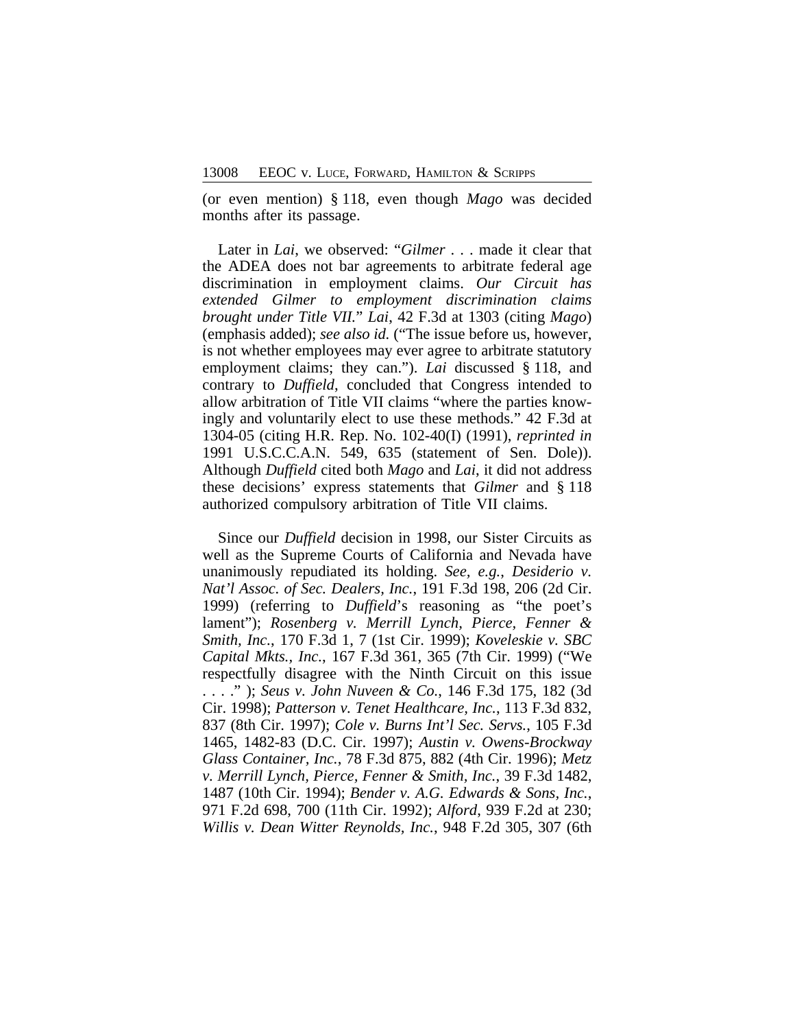(or even mention) § 118, even though *Mago* was decided months after its passage.

Later in *Lai*, we observed: "*Gilmer* . . . made it clear that the ADEA does not bar agreements to arbitrate federal age discrimination in employment claims. *Our Circuit has extended Gilmer to employment discrimination claims brought under Title VII.*" *Lai*, 42 F.3d at 1303 (citing *Mago*) (emphasis added); *see also id.* ("The issue before us, however, is not whether employees may ever agree to arbitrate statutory employment claims; they can."). *Lai* discussed § 118, and contrary to *Duffield*, concluded that Congress intended to allow arbitration of Title VII claims "where the parties knowingly and voluntarily elect to use these methods." 42 F.3d at 1304-05 (citing H.R. Rep. No. 102-40(I) (1991), *reprinted in* 1991 U.S.C.C.A.N. 549, 635 (statement of Sen. Dole)). Although *Duffield* cited both *Mago* and *Lai*, it did not address these decisions' express statements that *Gilmer* and § 118 authorized compulsory arbitration of Title VII claims.

Since our *Duffield* decision in 1998, our Sister Circuits as well as the Supreme Courts of California and Nevada have unanimously repudiated its holding. *See, e.g.*, *Desiderio v. Nat'l Assoc. of Sec. Dealers, Inc.*, 191 F.3d 198, 206 (2d Cir. 1999) (referring to *Duffield*'s reasoning as "the poet's lament"); *Rosenberg v. Merrill Lynch, Pierce, Fenner & Smith, Inc.*, 170 F.3d 1, 7 (1st Cir. 1999); *Koveleskie v. SBC Capital Mkts., Inc.*, 167 F.3d 361, 365 (7th Cir. 1999) ("We respectfully disagree with the Ninth Circuit on this issue . . . ." ); *Seus v. John Nuveen & Co.*, 146 F.3d 175, 182 (3d Cir. 1998); *Patterson v. Tenet Healthcare, Inc.*, 113 F.3d 832, 837 (8th Cir. 1997); *Cole v. Burns Int'l Sec. Servs.*, 105 F.3d 1465, 1482-83 (D.C. Cir. 1997); *Austin v. Owens-Brockway Glass Container, Inc.*, 78 F.3d 875, 882 (4th Cir. 1996); *Metz v. Merrill Lynch, Pierce, Fenner & Smith, Inc.*, 39 F.3d 1482, 1487 (10th Cir. 1994); *Bender v. A.G. Edwards & Sons, Inc.*, 971 F.2d 698, 700 (11th Cir. 1992); *Alford*, 939 F.2d at 230; *Willis v. Dean Witter Reynolds, Inc.*, 948 F.2d 305, 307 (6th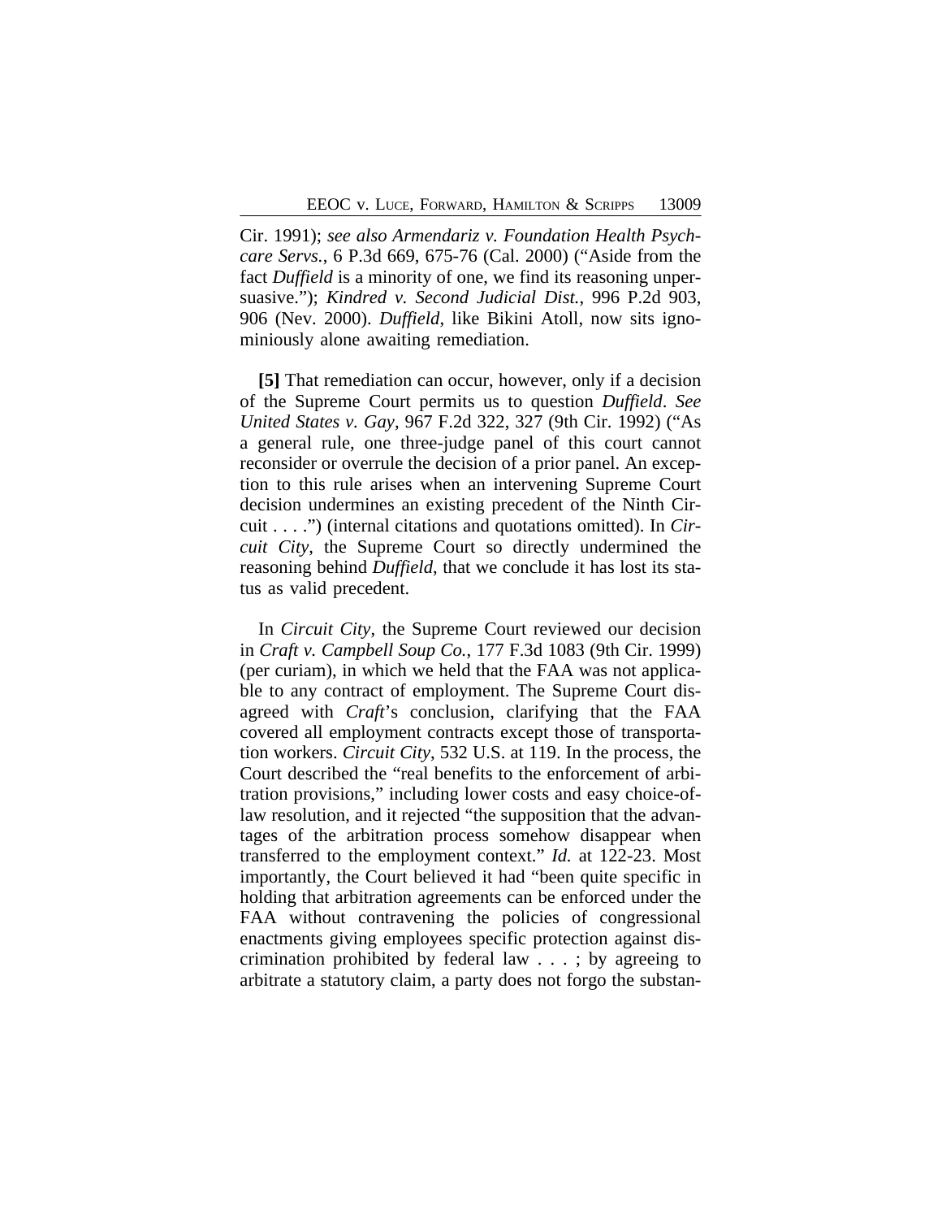Cir. 1991); *see also Armendariz v. Foundation Health Psychcare Servs.*, 6 P.3d 669, 675-76 (Cal. 2000) ("Aside from the fact *Duffield* is a minority of one, we find its reasoning unpersuasive."); *Kindred v. Second Judicial Dist.*, 996 P.2d 903, 906 (Nev. 2000). *Duffield*, like Bikini Atoll, now sits ignominiously alone awaiting remediation.

**[5]** That remediation can occur, however, only if a decision of the Supreme Court permits us to question *Duffield*. *See United States v. Gay*, 967 F.2d 322, 327 (9th Cir. 1992) ("As a general rule, one three-judge panel of this court cannot reconsider or overrule the decision of a prior panel. An exception to this rule arises when an intervening Supreme Court decision undermines an existing precedent of the Ninth Circuit . . . .") (internal citations and quotations omitted). In *Circuit City*, the Supreme Court so directly undermined the reasoning behind *Duffield*, that we conclude it has lost its status as valid precedent.

In *Circuit City*, the Supreme Court reviewed our decision in *Craft v. Campbell Soup Co.*, 177 F.3d 1083 (9th Cir. 1999) (per curiam), in which we held that the FAA was not applicable to any contract of employment. The Supreme Court disagreed with *Craft*'s conclusion, clarifying that the FAA covered all employment contracts except those of transportation workers. *Circuit City*, 532 U.S. at 119. In the process, the Court described the "real benefits to the enforcement of arbitration provisions," including lower costs and easy choice-of-law resolution, and it rejected "the supposition that the advantages of the arbitration process somehow disappear when transferred to the employment context." *Id.* at 122-23. Most importantly, the Court believed it had "been quite specific in holding that arbitration agreements can be enforced under the FAA without contravening the policies of congressional enactments giving employees specific protection against discrimination prohibited by federal law . . . ; by agreeing to arbitrate a statutory claim, a party does not forgo the substan-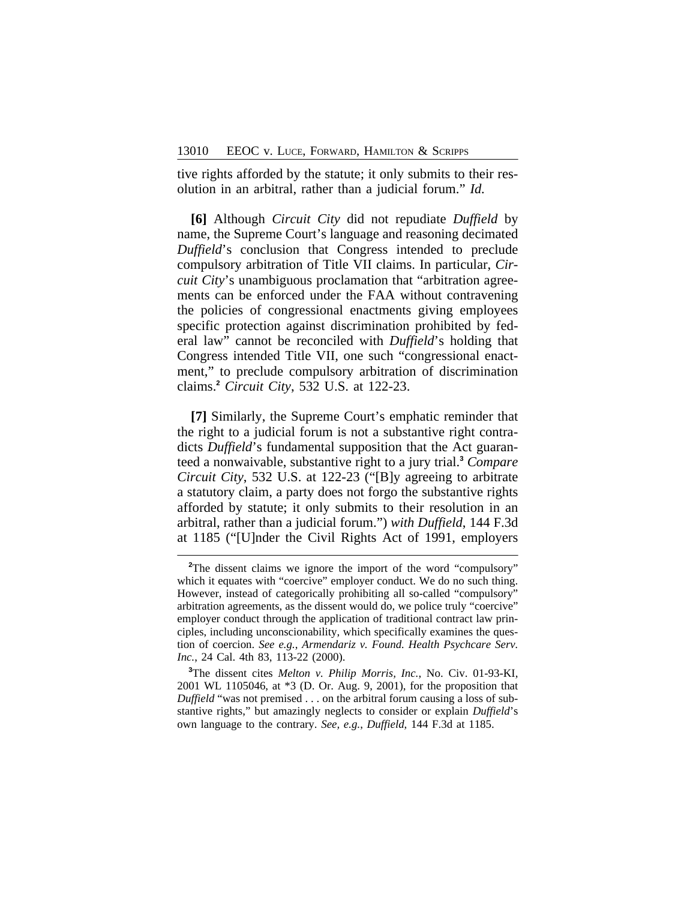tive rights afforded by the statute; it only submits to their resolution in an arbitral, rather than a judicial forum." *Id.*

**[6]** Although *Circuit City* did not repudiate *Duffield* by name, the Supreme Court's language and reasoning decimated *Duffield*'s conclusion that Congress intended to preclude compulsory arbitration of Title VII claims. In particular, *Circuit City*'s unambiguous proclamation that "arbitration agreements can be enforced under the FAA without contravening the policies of congressional enactments giving employees specific protection against discrimination prohibited by federal law" cannot be reconciled with *Duffield*'s holding that Congress intended Title VII, one such "congressional enactment," to preclude compulsory arbitration of discrimination claims.[2] *Circuit City*, 532 U.S. at 122-23.

**[7]** Similarly, the Supreme Court's emphatic reminder that the right to a judicial forum is not a substantive right contradicts *Duffield*'s fundamental supposition that the Act guaranteed a nonwaivable, substantive right to a jury trial.[3] *Compare Circuit City*, 532 U.S. at 122-23 ("[B]y agreeing to arbitrate a statutory claim, a party does not forgo the substantive rights afforded by statute; it only submits to their resolution in an arbitral, rather than a judicial forum.") *with Duffield*, 144 F.3d at 1185 ("[U]nder the Civil Rights Act of 1991, employers

---

[2]The dissent claims we ignore the import of the word "compulsory" which it equates with "coercive" employer conduct. We do no such thing. However, instead of categorically prohibiting all so-called "compulsory" arbitration agreements, as the dissent would do, we police truly "coercive" employer conduct through the application of traditional contract law principles, including unconscionability, which specifically examines the question of coercion. *See e.g.*, *Armendariz v. Found. Health Psychcare Serv. Inc.*, 24 Cal. 4th 83, 113-22 (2000).

[3]The dissent cites *Melton v. Philip Morris, Inc.*, No. Civ. 01-93-KI, 2001 WL 1105046, at *3 (D. Or. Aug. 9, 2001), for the proposition that *Duffield* "was not premised . . . on the arbitral forum causing a loss of substantive rights," but amazingly neglects to consider or explain *Duffield*'s own language to the contrary. *See, e.g.*, *Duffield*, 144 F.3d at 1185.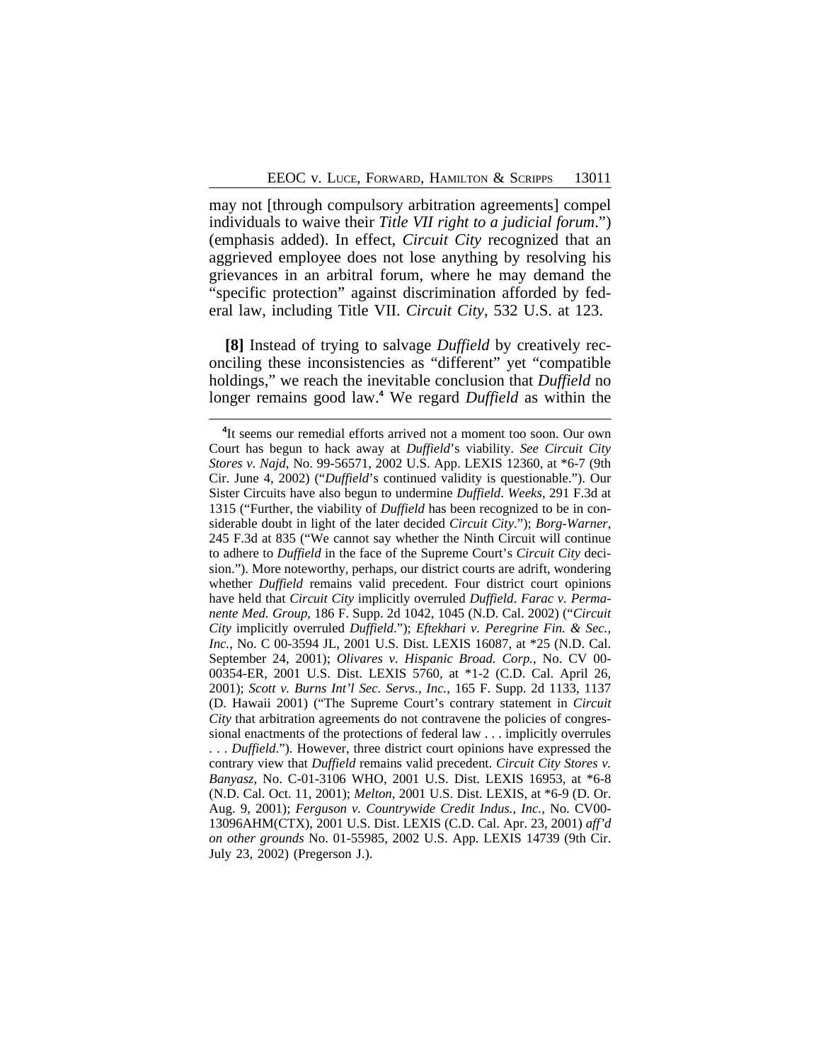may not [through compulsory arbitration agreements] compel individuals to waive their *Title VII right to a judicial forum*.") (emphasis added). In effect, *Circuit City* recognized that an aggrieved employee does not lose anything by resolving his grievances in an arbitral forum, where he may demand the "specific protection" against discrimination afforded by federal law, including Title VII. *Circuit City*, 532 U.S. at 123.

**[8]** Instead of trying to salvage *Duffield* by creatively reconciling these inconsistencies as "different" yet "compatible holdings," we reach the inevitable conclusion that *Duffield* no longer remains good law.[4] We regard *Duffield* as within the

---

[4]It seems our remedial efforts arrived not a moment too soon. Our own Court has begun to hack away at *Duffield*'s viability. *See Circuit City Stores v. Najd*, No. 99-56571, 2002 U.S. App. LEXIS 12360, at *6-7 (9th Cir. June 4, 2002) ("*Duffield*'s continued validity is questionable."). Our Sister Circuits have also begun to undermine *Duffield*. *Weeks*, 291 F.3d at 1315 ("Further, the viability of *Duffield* has been recognized to be in considerable doubt in light of the later decided *Circuit City*."); *Borg-Warner*, 245 F.3d at 835 ("We cannot say whether the Ninth Circuit will continue to adhere to *Duffield* in the face of the Supreme Court's *Circuit City* decision."). More noteworthy, perhaps, our district courts are adrift, wondering whether *Duffield* remains valid precedent. Four district court opinions have held that *Circuit City* implicitly overruled *Duffield*. *Farac v. Permanente Med. Group*, 186 F. Supp. 2d 1042, 1045 (N.D. Cal. 2002) ("*Circuit City* implicitly overruled *Duffield*."); *Eftekhari v. Peregrine Fin. & Sec., Inc.*, No. C 00-3594 JL, 2001 U.S. Dist. LEXIS 16087, at *25 (N.D. Cal. September 24, 2001); *Olivares v. Hispanic Broad. Corp.*, No. CV 00-00354-ER, 2001 U.S. Dist. LEXIS 5760, at *1-2 (C.D. Cal. April 26, 2001); *Scott v. Burns Int'l Sec. Servs., Inc.*, 165 F. Supp. 2d 1133, 1137 (D. Hawaii 2001) ("The Supreme Court's contrary statement in *Circuit City* that arbitration agreements do not contravene the policies of congressional enactments of the protections of federal law . . . implicitly overrules . . . *Duffield*."). However, three district court opinions have expressed the contrary view that *Duffield* remains valid precedent. *Circuit City Stores v. Banyasz*, No. C-01-3106 WHO, 2001 U.S. Dist. LEXIS 16953, at *6-8 (N.D. Cal. Oct. 11, 2001); *Melton*, 2001 U.S. Dist. LEXIS, at *6-9 (D. Or. Aug. 9, 2001); *Ferguson v. Countrywide Credit Indus., Inc.*, No. CV00-13096AHM(CTX), 2001 U.S. Dist. LEXIS (C.D. Cal. Apr. 23, 2001) *aff'd on other grounds* No. 01-55985, 2002 U.S. App. LEXIS 14739 (9th Cir. July 23, 2002) (Pregerson J.).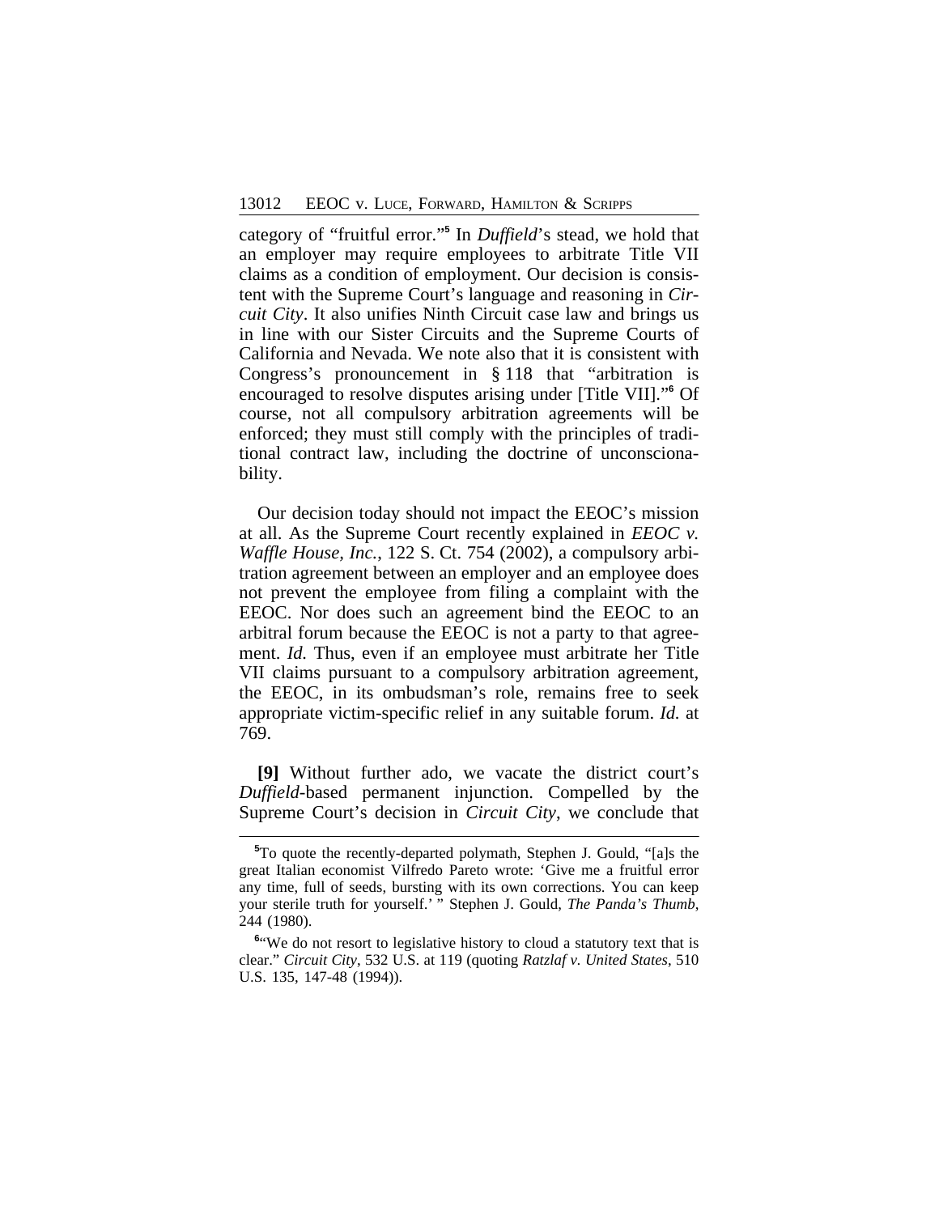category of "fruitful error."[5] In *Duffield*'s stead, we hold that an employer may require employees to arbitrate Title VII claims as a condition of employment. Our decision is consistent with the Supreme Court's language and reasoning in *Circuit City*. It also unifies Ninth Circuit case law and brings us in line with our Sister Circuits and the Supreme Courts of California and Nevada. We note also that it is consistent with Congress's pronouncement in § 118 that "arbitration is encouraged to resolve disputes arising under [Title VII]."[6] Of course, not all compulsory arbitration agreements will be enforced; they must still comply with the principles of traditional contract law, including the doctrine of unconscionability.

Our decision today should not impact the EEOC's mission at all. As the Supreme Court recently explained in *EEOC v. Waffle House, Inc.*, 122 S. Ct. 754 (2002), a compulsory arbitration agreement between an employer and an employee does not prevent the employee from filing a complaint with the EEOC. Nor does such an agreement bind the EEOC to an arbitral forum because the EEOC is not a party to that agreement. *Id.* Thus, even if an employee must arbitrate her Title VII claims pursuant to a compulsory arbitration agreement, the EEOC, in its ombudsman's role, remains free to seek appropriate victim-specific relief in any suitable forum. *Id.* at 769.

**[9]** Without further ado, we vacate the district court's *Duffield*-based permanent injunction. Compelled by the Supreme Court's decision in *Circuit City*, we conclude that

---

[5] To quote the recently-departed polymath, Stephen J. Gould, "[a]s the great Italian economist Vilfredo Pareto wrote: 'Give me a fruitful error any time, full of seeds, bursting with its own corrections. You can keep your sterile truth for yourself.' " Stephen J. Gould, *The Panda's Thumb,* 244 (1980).

[6] "We do not resort to legislative history to cloud a statutory text that is clear." *Circuit City*, 532 U.S. at 119 (quoting *Ratzlaf v. United States*, 510 U.S. 135, 147-48 (1994)).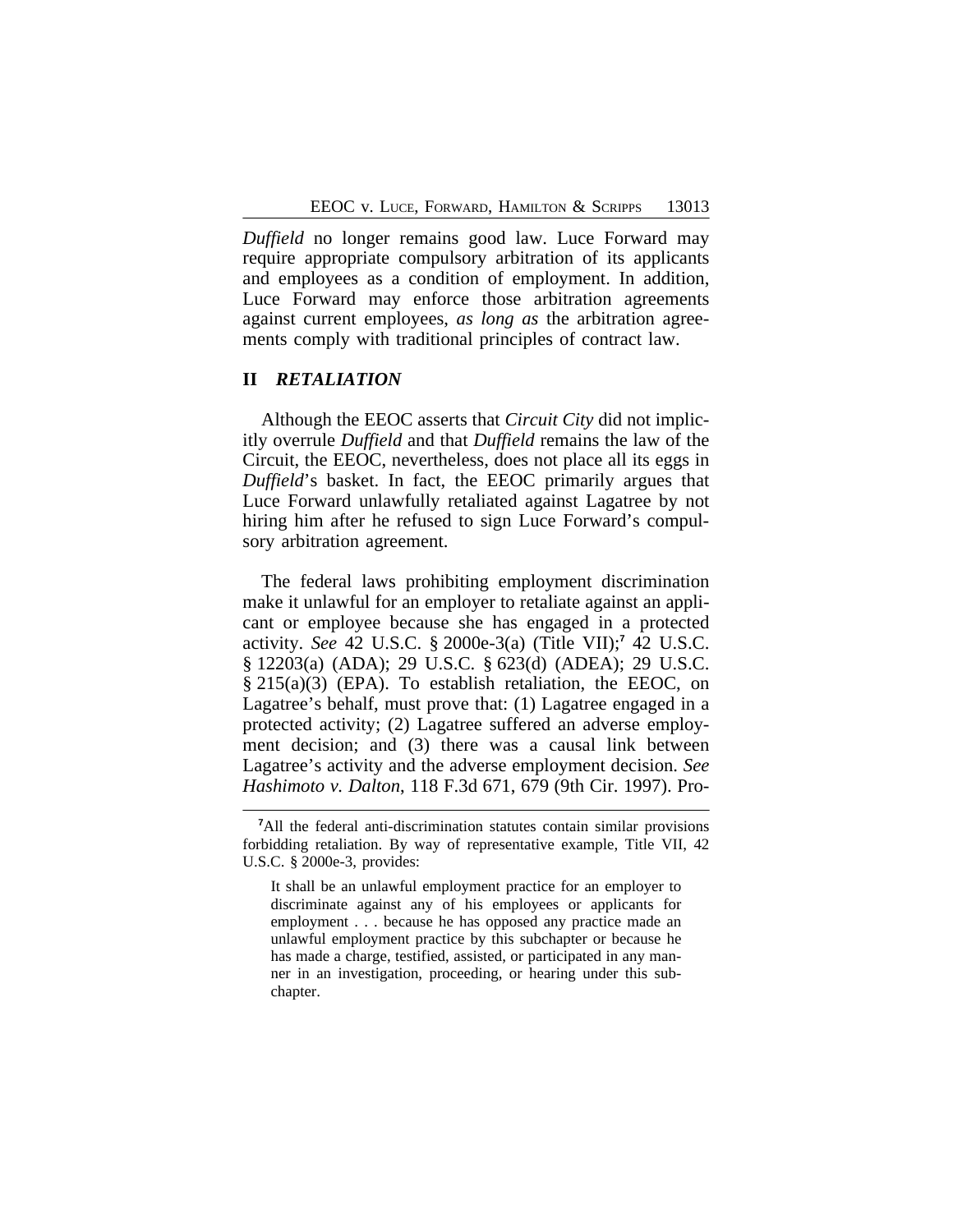*Duffield* no longer remains good law. Luce Forward may require appropriate compulsory arbitration of its applicants and employees as a condition of employment. In addition, Luce Forward may enforce those arbitration agreements against current employees, *as long as* the arbitration agreements comply with traditional principles of contract law.

## II *RETALIATION*

Although the EEOC asserts that *Circuit City* did not implicitly overrule *Duffield* and that *Duffield* remains the law of the Circuit, the EEOC, nevertheless, does not place all its eggs in *Duffield*'s basket. In fact, the EEOC primarily argues that Luce Forward unlawfully retaliated against Lagatree by not hiring him after he refused to sign Luce Forward's compulsory arbitration agreement.

The federal laws prohibiting employment discrimination make it unlawful for an employer to retaliate against an applicant or employee because she has engaged in a protected activity. *See* 42 U.S.C. § 2000e-3(a) (Title VII);[7] 42 U.S.C. § 12203(a) (ADA); 29 U.S.C. § 623(d) (ADEA); 29 U.S.C. § 215(a)(3) (EPA). To establish retaliation, the EEOC, on Lagatree's behalf, must prove that: (1) Lagatree engaged in a protected activity; (2) Lagatree suffered an adverse employment decision; and (3) there was a causal link between Lagatree's activity and the adverse employment decision. *See Hashimoto v. Dalton*, 118 F.3d 671, 679 (9th Cir. 1997). Pro-

---

[7]All the federal anti-discrimination statutes contain similar provisions forbidding retaliation. By way of representative example, Title VII, 42 U.S.C. § 2000e-3, provides:

> It shall be an unlawful employment practice for an employer to discriminate against any of his employees or applicants for employment . . . because he has opposed any practice made an unlawful employment practice by this subchapter or because he has made a charge, testified, assisted, or participated in any manner in an investigation, proceeding, or hearing under this subchapter.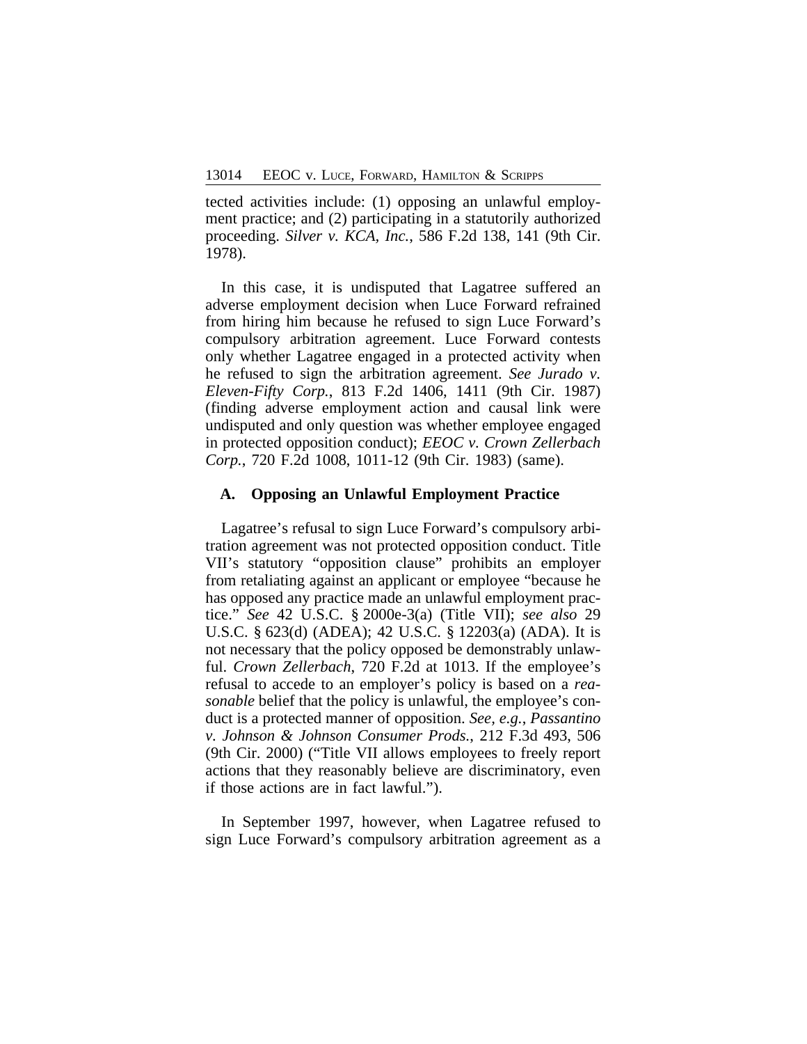tected activities include: (1) opposing an unlawful employment practice; and (2) participating in a statutorily authorized proceeding. *Silver v. KCA, Inc.*, 586 F.2d 138, 141 (9th Cir. 1978).

In this case, it is undisputed that Lagatree suffered an adverse employment decision when Luce Forward refrained from hiring him because he refused to sign Luce Forward's compulsory arbitration agreement. Luce Forward contests only whether Lagatree engaged in a protected activity when he refused to sign the arbitration agreement. *See Jurado v. Eleven-Fifty Corp.*, 813 F.2d 1406, 1411 (9th Cir. 1987) (finding adverse employment action and causal link were undisputed and only question was whether employee engaged in protected opposition conduct); *EEOC v. Crown Zellerbach Corp.*, 720 F.2d 1008, 1011-12 (9th Cir. 1983) (same).

### A. Opposing an Unlawful Employment Practice

Lagatree's refusal to sign Luce Forward's compulsory arbitration agreement was not protected opposition conduct. Title VII's statutory "opposition clause" prohibits an employer from retaliating against an applicant or employee "because he has opposed any practice made an unlawful employment practice." *See* 42 U.S.C. § 2000e-3(a) (Title VII); *see also* 29 U.S.C. § 623(d) (ADEA); 42 U.S.C. § 12203(a) (ADA). It is not necessary that the policy opposed be demonstrably unlawful. *Crown Zellerbach*, 720 F.2d at 1013. If the employee's refusal to accede to an employer's policy is based on a *reasonable* belief that the policy is unlawful, the employee's conduct is a protected manner of opposition. *See, e.g.*, *Passantino v. Johnson & Johnson Consumer Prods.*, 212 F.3d 493, 506 (9th Cir. 2000) ("Title VII allows employees to freely report actions that they reasonably believe are discriminatory, even if those actions are in fact lawful.").

In September 1997, however, when Lagatree refused to sign Luce Forward's compulsory arbitration agreement as a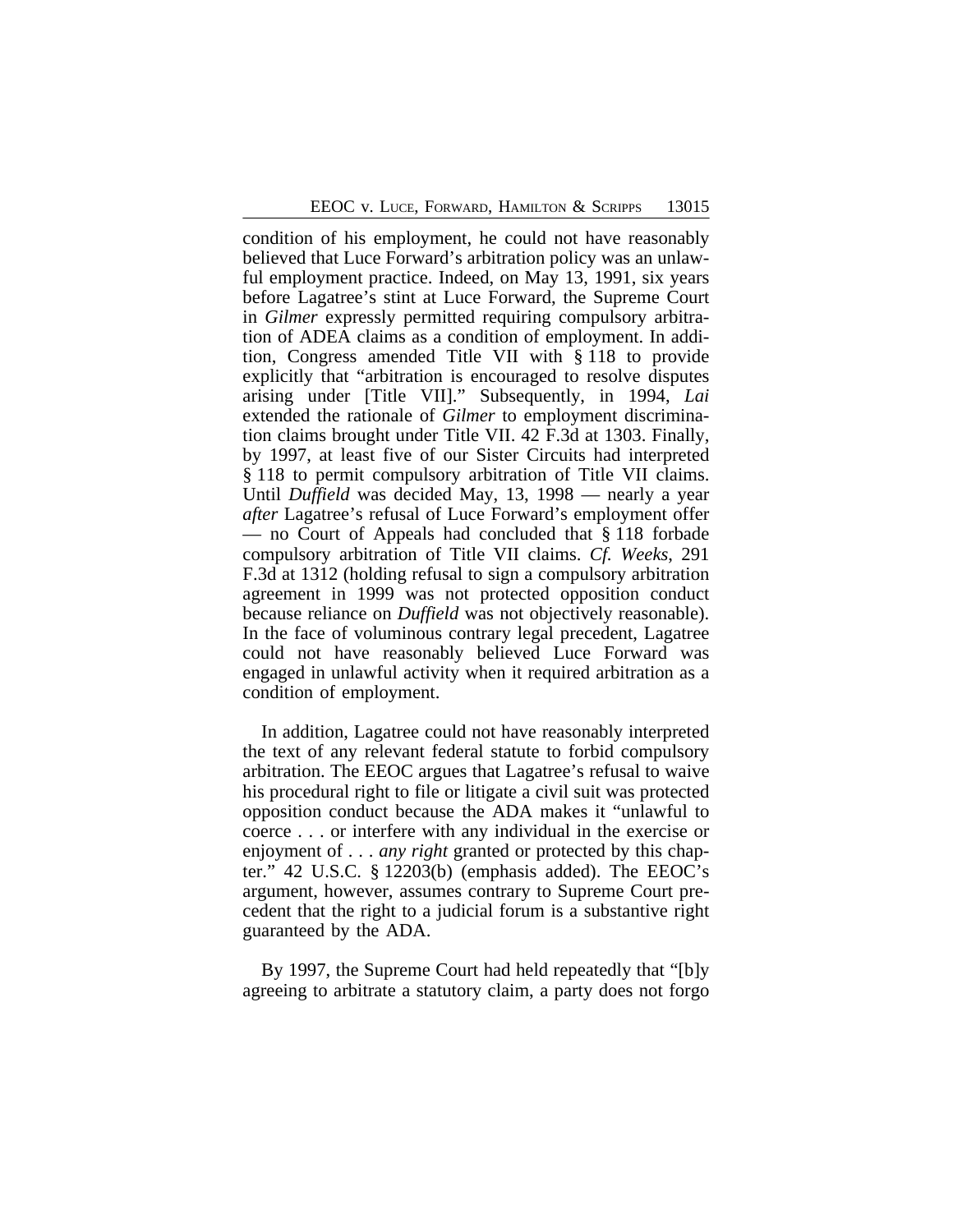condition of his employment, he could not have reasonably believed that Luce Forward's arbitration policy was an unlawful employment practice. Indeed, on May 13, 1991, six years before Lagatree's stint at Luce Forward, the Supreme Court in *Gilmer* expressly permitted requiring compulsory arbitration of ADEA claims as a condition of employment. In addition, Congress amended Title VII with § 118 to provide explicitly that "arbitration is encouraged to resolve disputes arising under [Title VII]." Subsequently, in 1994, *Lai* extended the rationale of *Gilmer* to employment discrimination claims brought under Title VII. 42 F.3d at 1303. Finally, by 1997, at least five of our Sister Circuits had interpreted § 118 to permit compulsory arbitration of Title VII claims. Until *Duffield* was decided May, 13, 1998 — nearly a year *after* Lagatree's refusal of Luce Forward's employment offer — no Court of Appeals had concluded that § 118 forbade compulsory arbitration of Title VII claims. *Cf. Weeks*, 291 F.3d at 1312 (holding refusal to sign a compulsory arbitration agreement in 1999 was not protected opposition conduct because reliance on *Duffield* was not objectively reasonable). In the face of voluminous contrary legal precedent, Lagatree could not have reasonably believed Luce Forward was engaged in unlawful activity when it required arbitration as a condition of employment.

In addition, Lagatree could not have reasonably interpreted the text of any relevant federal statute to forbid compulsory arbitration. The EEOC argues that Lagatree's refusal to waive his procedural right to file or litigate a civil suit was protected opposition conduct because the ADA makes it "unlawful to coerce . . . or interfere with any individual in the exercise or enjoyment of . . . *any right* granted or protected by this chapter." 42 U.S.C. § 12203(b) (emphasis added). The EEOC's argument, however, assumes contrary to Supreme Court precedent that the right to a judicial forum is a substantive right guaranteed by the ADA.

By 1997, the Supreme Court had held repeatedly that "[b]y agreeing to arbitrate a statutory claim, a party does not forgo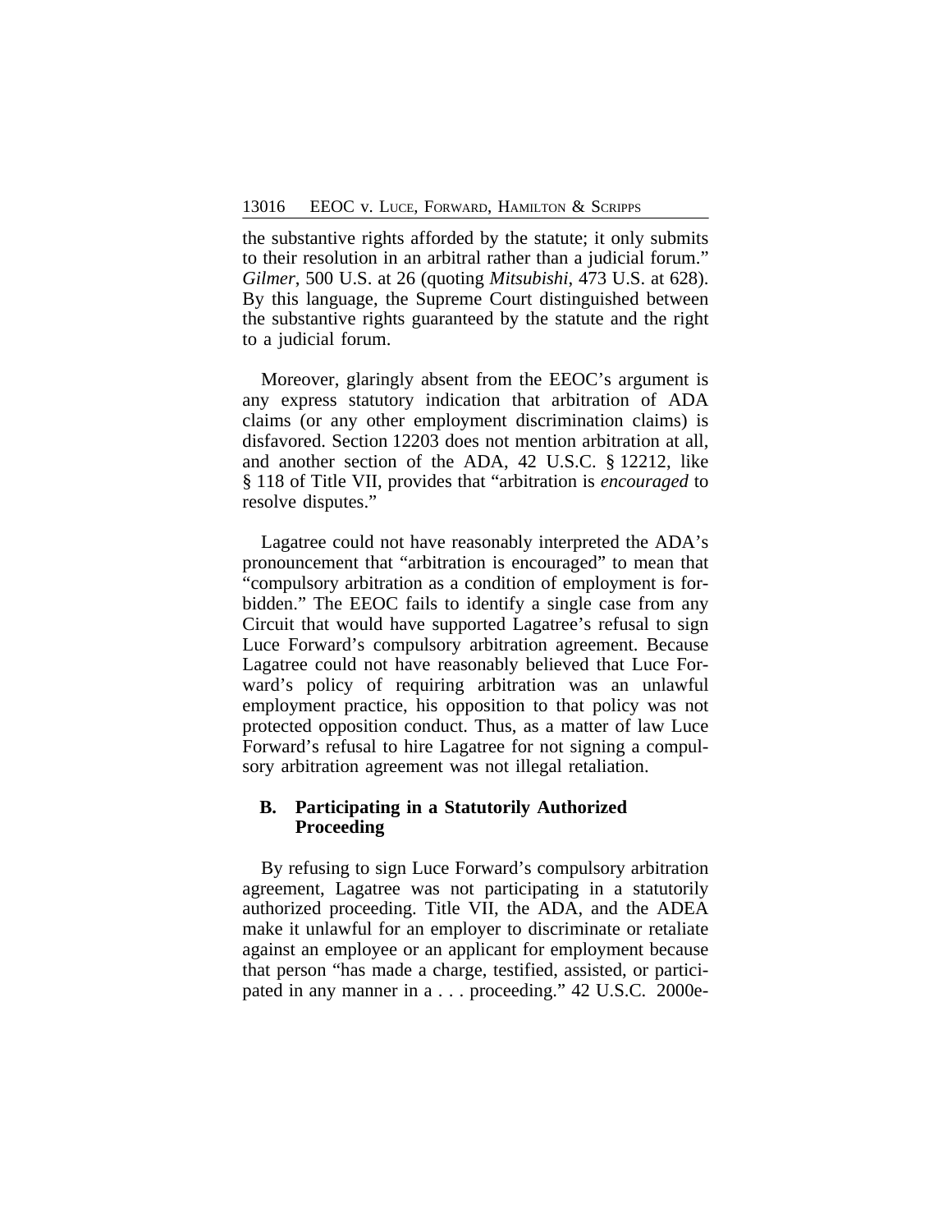the substantive rights afforded by the statute; it only submits to their resolution in an arbitral rather than a judicial forum." *Gilmer*, 500 U.S. at 26 (quoting *Mitsubishi*, 473 U.S. at 628). By this language, the Supreme Court distinguished between the substantive rights guaranteed by the statute and the right to a judicial forum.

Moreover, glaringly absent from the EEOC's argument is any express statutory indication that arbitration of ADA claims (or any other employment discrimination claims) is disfavored. Section 12203 does not mention arbitration at all, and another section of the ADA, 42 U.S.C. § 12212, like § 118 of Title VII, provides that "arbitration is *encouraged* to resolve disputes."

Lagatree could not have reasonably interpreted the ADA's pronouncement that "arbitration is encouraged" to mean that "compulsory arbitration as a condition of employment is forbidden." The EEOC fails to identify a single case from any Circuit that would have supported Lagatree's refusal to sign Luce Forward's compulsory arbitration agreement. Because Lagatree could not have reasonably believed that Luce Forward's policy of requiring arbitration was an unlawful employment practice, his opposition to that policy was not protected opposition conduct. Thus, as a matter of law Luce Forward's refusal to hire Lagatree for not signing a compulsory arbitration agreement was not illegal retaliation.

### B. Participating in a Statutorily Authorized Proceeding

By refusing to sign Luce Forward's compulsory arbitration agreement, Lagatree was not participating in a statutorily authorized proceeding. Title VII, the ADA, and the ADEA make it unlawful for an employer to discriminate or retaliate against an employee or an applicant for employment because that person "has made a charge, testified, assisted, or participated in any manner in a . . . proceeding." 42 U.S.C. 2000e-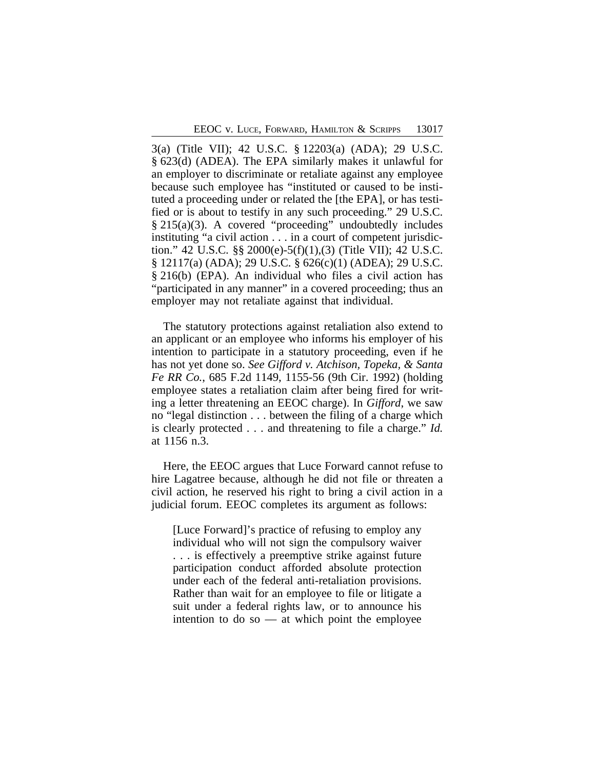3(a) (Title VII); 42 U.S.C. § 12203(a) (ADA); 29 U.S.C. § 623(d) (ADEA). The EPA similarly makes it unlawful for an employer to discriminate or retaliate against any employee because such employee has "instituted or caused to be instituted a proceeding under or related the [the EPA], or has testified or is about to testify in any such proceeding." 29 U.S.C. § 215(a)(3). A covered "proceeding" undoubtedly includes instituting "a civil action . . . in a court of competent jurisdiction." 42 U.S.C. §§ 2000(e)-5(f)(1),(3) (Title VII); 42 U.S.C. § 12117(a) (ADA); 29 U.S.C. § 626(c)(1) (ADEA); 29 U.S.C. § 216(b) (EPA). An individual who files a civil action has "participated in any manner" in a covered proceeding; thus an employer may not retaliate against that individual.

The statutory protections against retaliation also extend to an applicant or an employee who informs his employer of his intention to participate in a statutory proceeding, even if he has not yet done so. *See Gifford v. Atchison, Topeka, & Santa Fe RR Co.*, 685 F.2d 1149, 1155-56 (9th Cir. 1992) (holding employee states a retaliation claim after being fired for writing a letter threatening an EEOC charge). In *Gifford*, we saw no "legal distinction . . . between the filing of a charge which is clearly protected . . . and threatening to file a charge." *Id.* at 1156 n.3.

Here, the EEOC argues that Luce Forward cannot refuse to hire Lagatree because, although he did not file or threaten a civil action, he reserved his right to bring a civil action in a judicial forum. EEOC completes its argument as follows:

> [Luce Forward]'s practice of refusing to employ any individual who will not sign the compulsory waiver . . . is effectively a preemptive strike against future participation conduct afforded absolute protection under each of the federal anti-retaliation provisions. Rather than wait for an employee to file or litigate a suit under a federal rights law, or to announce his intention to do so — at which point the employee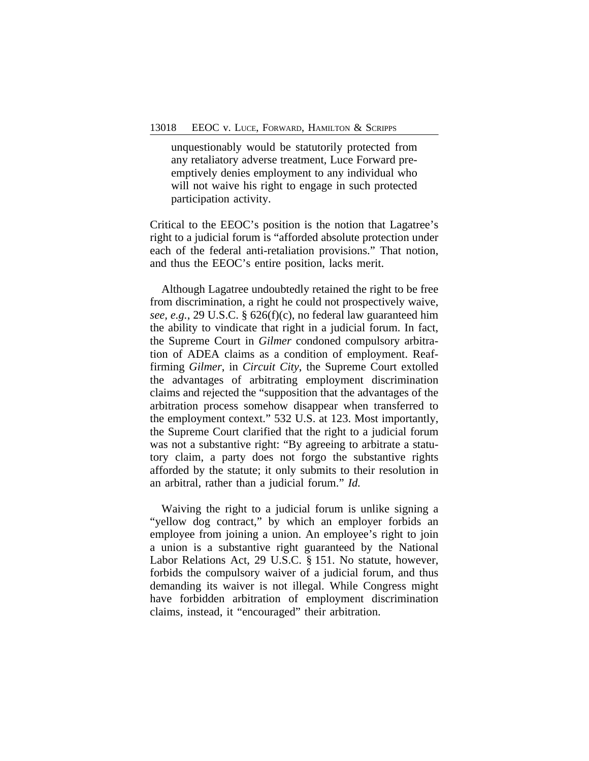> unquestionably would be statutorily protected from any retaliatory adverse treatment, Luce Forward preemptively denies employment to any individual who will not waive his right to engage in such protected participation activity.

Critical to the EEOC's position is the notion that Lagatree's right to a judicial forum is "afforded absolute protection under each of the federal anti-retaliation provisions." That notion, and thus the EEOC's entire position, lacks merit.

Although Lagatree undoubtedly retained the right to be free from discrimination, a right he could not prospectively waive, *see, e.g.*, 29 U.S.C. § 626(f)(c), no federal law guaranteed him the ability to vindicate that right in a judicial forum. In fact, the Supreme Court in *Gilmer* condoned compulsory arbitration of ADEA claims as a condition of employment. Reaffirming *Gilmer*, in *Circuit City*, the Supreme Court extolled the advantages of arbitrating employment discrimination claims and rejected the "supposition that the advantages of the arbitration process somehow disappear when transferred to the employment context." 532 U.S. at 123. Most importantly, the Supreme Court clarified that the right to a judicial forum was not a substantive right: "By agreeing to arbitrate a statutory claim, a party does not forgo the substantive rights afforded by the statute; it only submits to their resolution in an arbitral, rather than a judicial forum." *Id.*

Waiving the right to a judicial forum is unlike signing a "yellow dog contract," by which an employer forbids an employee from joining a union. An employee's right to join a union is a substantive right guaranteed by the National Labor Relations Act, 29 U.S.C. § 151. No statute, however, forbids the compulsory waiver of a judicial forum, and thus demanding its waiver is not illegal. While Congress might have forbidden arbitration of employment discrimination claims, instead, it "encouraged" their arbitration.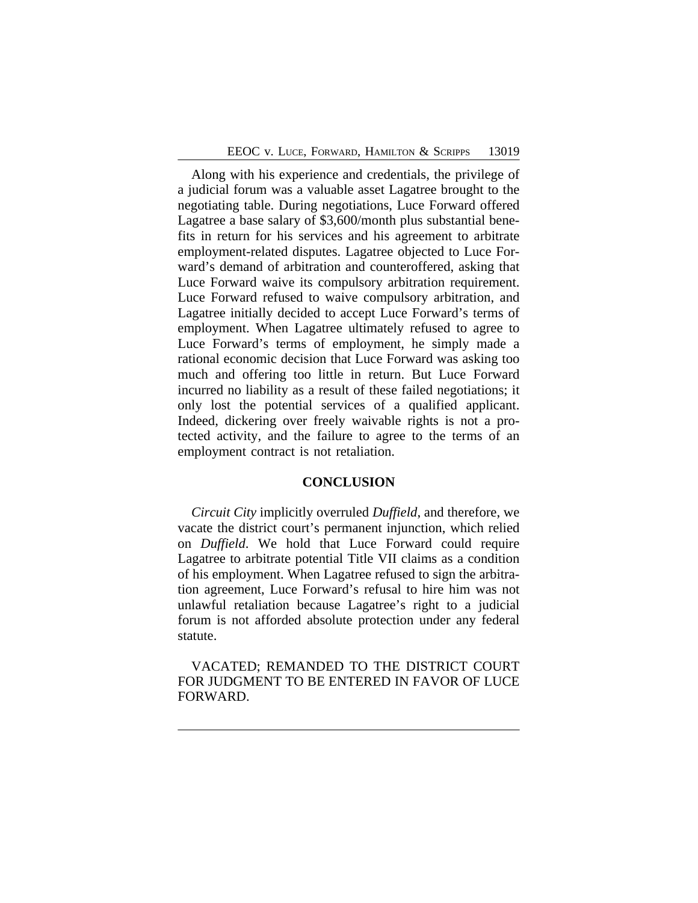Along with his experience and credentials, the privilege of a judicial forum was a valuable asset Lagatree brought to the negotiating table. During negotiations, Luce Forward offered Lagatree a base salary of $3,600/month plus substantial benefits in return for his services and his agreement to arbitrate employment-related disputes. Lagatree objected to Luce Forward's demand of arbitration and counteroffered, asking that Luce Forward waive its compulsory arbitration requirement. Luce Forward refused to waive compulsory arbitration, and Lagatree initially decided to accept Luce Forward's terms of employment. When Lagatree ultimately refused to agree to Luce Forward's terms of employment, he simply made a rational economic decision that Luce Forward was asking too much and offering too little in return. But Luce Forward incurred no liability as a result of these failed negotiations; it only lost the potential services of a qualified applicant. Indeed, dickering over freely waivable rights is not a protected activity, and the failure to agree to the terms of an employment contract is not retaliation.

## CONCLUSION

*Circuit City* implicitly overruled *Duffield*, and therefore, we vacate the district court's permanent injunction, which relied on *Duffield*. We hold that Luce Forward could require Lagatree to arbitrate potential Title VII claims as a condition of his employment. When Lagatree refused to sign the arbitration agreement, Luce Forward's refusal to hire him was not unlawful retaliation because Lagatree's right to a judicial forum is not afforded absolute protection under any federal statute.

VACATED; REMANDED TO THE DISTRICT COURT FOR JUDGMENT TO BE ENTERED IN FAVOR OF LUCE FORWARD.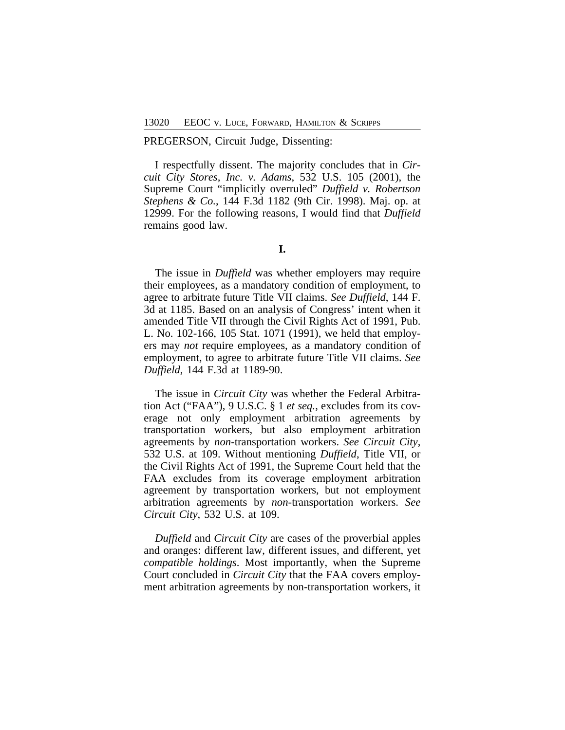PREGERSON, Circuit Judge, Dissenting:

I respectfully dissent. The majority concludes that in *Circuit City Stores, Inc. v. Adams*, 532 U.S. 105 (2001), the Supreme Court "implicitly overruled" *Duffield v. Robertson Stephens & Co.*, 144 F.3d 1182 (9th Cir. 1998). Maj. op. at 12999. For the following reasons, I would find that *Duffield* remains good law.

**I.**

The issue in *Duffield* was whether employers may require their employees, as a mandatory condition of employment, to agree to arbitrate future Title VII claims. *See Duffield*, 144 F. 3d at 1185. Based on an analysis of Congress' intent when it amended Title VII through the Civil Rights Act of 1991, Pub. L. No. 102-166, 105 Stat. 1071 (1991), we held that employers may *not* require employees, as a mandatory condition of employment, to agree to arbitrate future Title VII claims. *See Duffield*, 144 F.3d at 1189-90.

The issue in *Circuit City* was whether the Federal Arbitration Act ("FAA"), 9 U.S.C. § 1 *et seq.*, excludes from its coverage not only employment arbitration agreements by transportation workers, but also employment arbitration agreements by *non*-transportation workers. *See Circuit City*, 532 U.S. at 109. Without mentioning *Duffield*, Title VII, or the Civil Rights Act of 1991, the Supreme Court held that the FAA excludes from its coverage employment arbitration agreement by transportation workers, but not employment arbitration agreements by *non*-transportation workers. *See Circuit City*, 532 U.S. at 109.

*Duffield* and *Circuit City* are cases of the proverbial apples and oranges: different law, different issues, and different, yet *compatible holdings*. Most importantly, when the Supreme Court concluded in *Circuit City* that the FAA covers employment arbitration agreements by non-transportation workers, it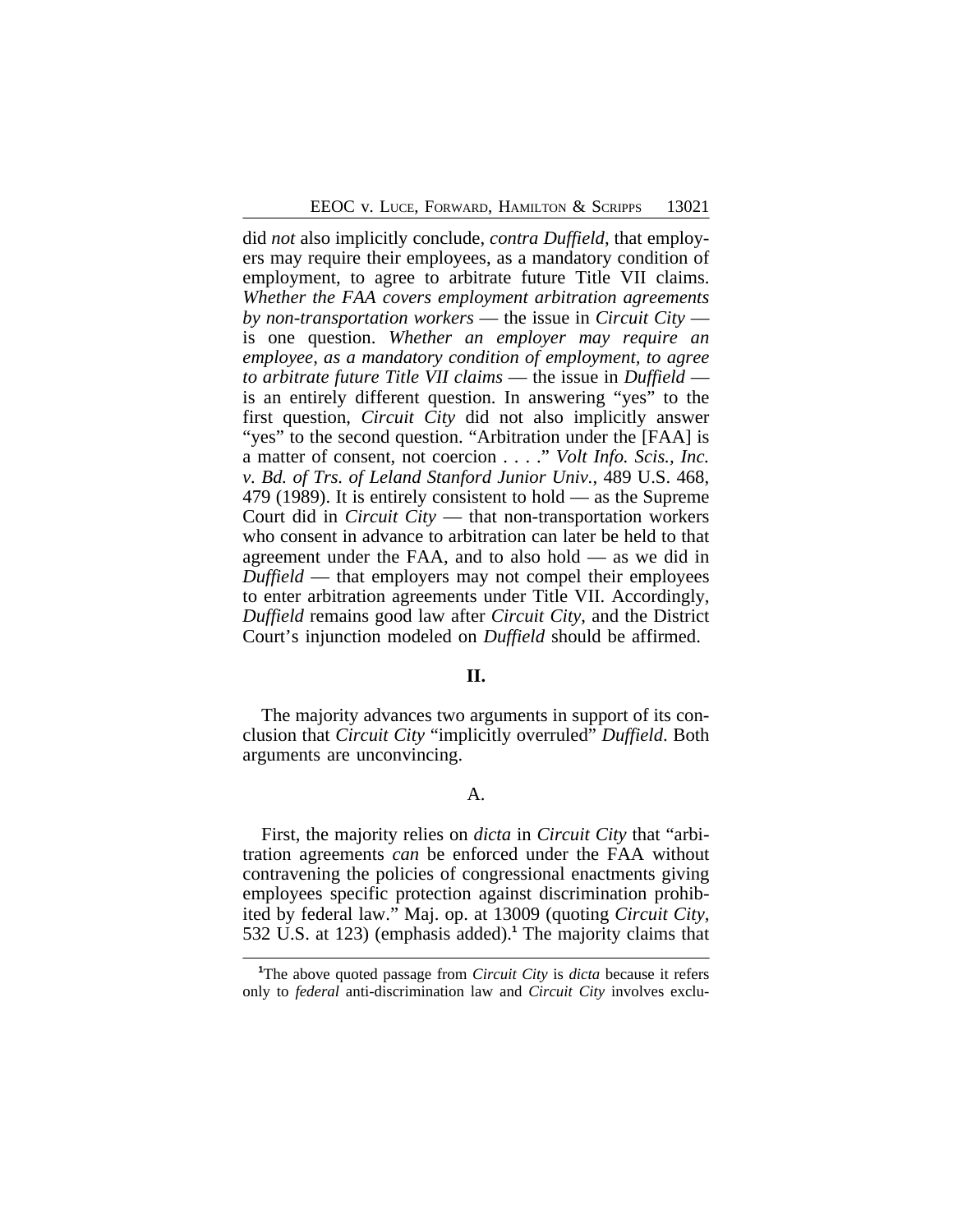did *not* also implicitly conclude, *contra Duffield*, that employers may require their employees, as a mandatory condition of employment, to agree to arbitrate future Title VII claims. *Whether the FAA covers employment arbitration agreements by non-transportation workers* — the issue in *Circuit City* — is one question. *Whether an employer may require an employee, as a mandatory condition of employment, to agree to arbitrate future Title VII claims* — the issue in *Duffield* — is an entirely different question. In answering "yes" to the first question, *Circuit City* did not also implicitly answer "yes" to the second question. "Arbitration under the [FAA] is a matter of consent, not coercion . . . ." *Volt Info. Scis., Inc. v. Bd. of Trs. of Leland Stanford Junior Univ.*, 489 U.S. 468, 479 (1989). It is entirely consistent to hold — as the Supreme Court did in *Circuit City* — that non-transportation workers who consent in advance to arbitration can later be held to that agreement under the FAA, and to also hold — as we did in *Duffield* — that employers may not compel their employees to enter arbitration agreements under Title VII. Accordingly, *Duffield* remains good law after *Circuit City*, and the District Court's injunction modeled on *Duffield* should be affirmed.

## II.

The majority advances two arguments in support of its conclusion that *Circuit City* "implicitly overruled" *Duffield*. Both arguments are unconvincing.

### A.

First, the majority relies on *dicta* in *Circuit City* that "arbitration agreements *can* be enforced under the FAA without contravening the policies of congressional enactments giving employees specific protection against discrimination prohibited by federal law." Maj. op. at 13009 (quoting *Circuit City*, 532 U.S. at 123) (emphasis added).[1] The majority claims that

[1]The above quoted passage from *Circuit City* is *dicta* because it refers only to *federal* anti-discrimination law and *Circuit City* involves exclu-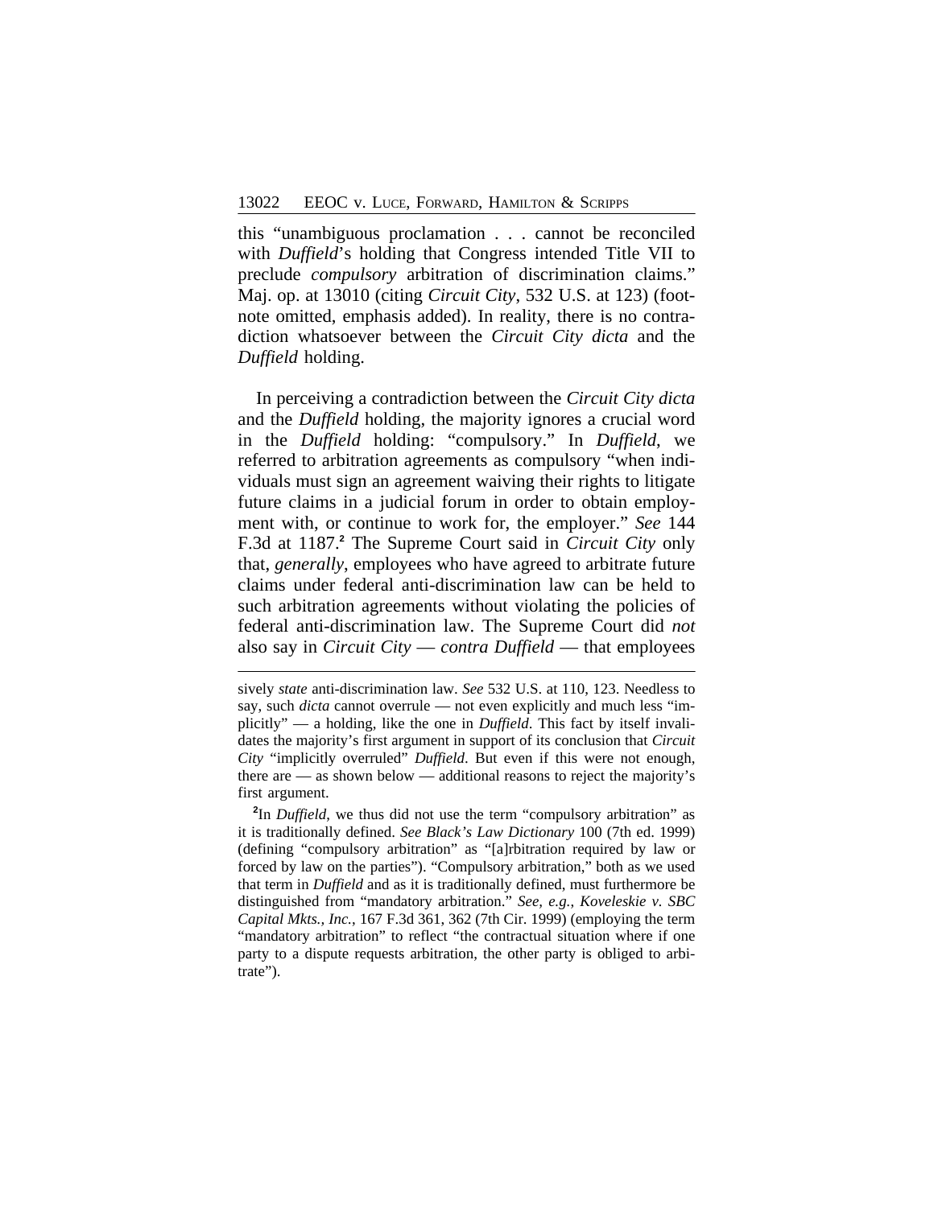this "unambiguous proclamation . . . cannot be reconciled with *Duffield*'s holding that Congress intended Title VII to preclude *compulsory* arbitration of discrimination claims." Maj. op. at 13010 (citing *Circuit City*, 532 U.S. at 123) (footnote omitted, emphasis added). In reality, there is no contradiction whatsoever between the *Circuit City dicta* and the *Duffield* holding.

In perceiving a contradiction between the *Circuit City dicta* and the *Duffield* holding, the majority ignores a crucial word in the *Duffield* holding: "compulsory." In *Duffield*, we referred to arbitration agreements as compulsory "when individuals must sign an agreement waiving their rights to litigate future claims in a judicial forum in order to obtain employment with, or continue to work for, the employer." *See* 144 F.3d at 1187.[2] The Supreme Court said in *Circuit City* only that, *generally*, employees who have agreed to arbitrate future claims under federal anti-discrimination law can be held to such arbitration agreements without violating the policies of federal anti-discrimination law. The Supreme Court did *not* also say in *Circuit City* — *contra Duffield* — that employees

---

sively *state* anti-discrimination law. *See* 532 U.S. at 110, 123. Needless to say, such *dicta* cannot overrule — not even explicitly and much less "implicitly" — a holding, like the one in *Duffield*. This fact by itself invalidates the majority's first argument in support of its conclusion that *Circuit City* "implicitly overruled" *Duffield*. But even if this were not enough, there are — as shown below — additional reasons to reject the majority's first argument.

[2]In *Duffield*, we thus did not use the term "compulsory arbitration" as it is traditionally defined. *See Black's Law Dictionary* 100 (7th ed. 1999) (defining "compulsory arbitration" as "[a]rbitration required by law or forced by law on the parties"). "Compulsory arbitration," both as we used that term in *Duffield* and as it is traditionally defined, must furthermore be distinguished from "mandatory arbitration." *See, e.g., Koveleskie v. SBC Capital Mkts., Inc.*, 167 F.3d 361, 362 (7th Cir. 1999) (employing the term "mandatory arbitration" to reflect "the contractual situation where if one party to a dispute requests arbitration, the other party is obliged to arbitrate").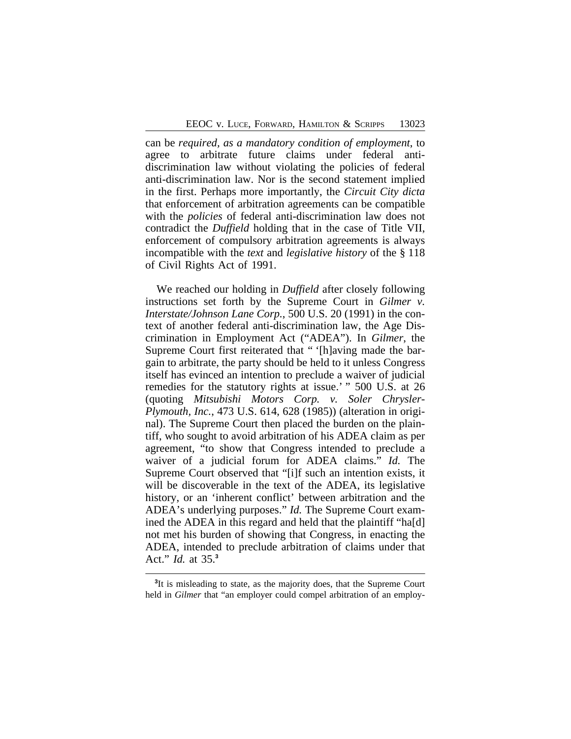can be *required, as a mandatory condition of employment*, to agree to arbitrate future claims under federal anti-discrimination law without violating the policies of federal anti-discrimination law. Nor is the second statement implied in the first. Perhaps more importantly, the *Circuit City dicta* that enforcement of arbitration agreements can be compatible with the *policies* of federal anti-discrimination law does not contradict the *Duffield* holding that in the case of Title VII, enforcement of compulsory arbitration agreements is always incompatible with the *text* and *legislative history* of the § 118 of Civil Rights Act of 1991.

We reached our holding in *Duffield* after closely following instructions set forth by the Supreme Court in *Gilmer v. Interstate/Johnson Lane Corp.*, 500 U.S. 20 (1991) in the context of another federal anti-discrimination law, the Age Discrimination in Employment Act ("ADEA"). In *Gilmer*, the Supreme Court first reiterated that " '[h]aving made the bargain to arbitrate, the party should be held to it unless Congress itself has evinced an intention to preclude a waiver of judicial remedies for the statutory rights at issue.' " 500 U.S. at 26 (quoting *Mitsubishi Motors Corp. v. Soler Chrysler-Plymouth, Inc.*, 473 U.S. 614, 628 (1985)) (alteration in original). The Supreme Court then placed the burden on the plaintiff, who sought to avoid arbitration of his ADEA claim as per agreement, "to show that Congress intended to preclude a waiver of a judicial forum for ADEA claims." *Id.* The Supreme Court observed that "[i]f such an intention exists, it will be discoverable in the text of the ADEA, its legislative history, or an 'inherent conflict' between arbitration and the ADEA's underlying purposes." *Id.* The Supreme Court examined the ADEA in this regard and held that the plaintiff "ha[d] not met his burden of showing that Congress, in enacting the ADEA, intended to preclude arbitration of claims under that Act." *Id.* at 35.[3]

[3]It is misleading to state, as the majority does, that the Supreme Court held in *Gilmer* that "an employer could compel arbitration of an employ-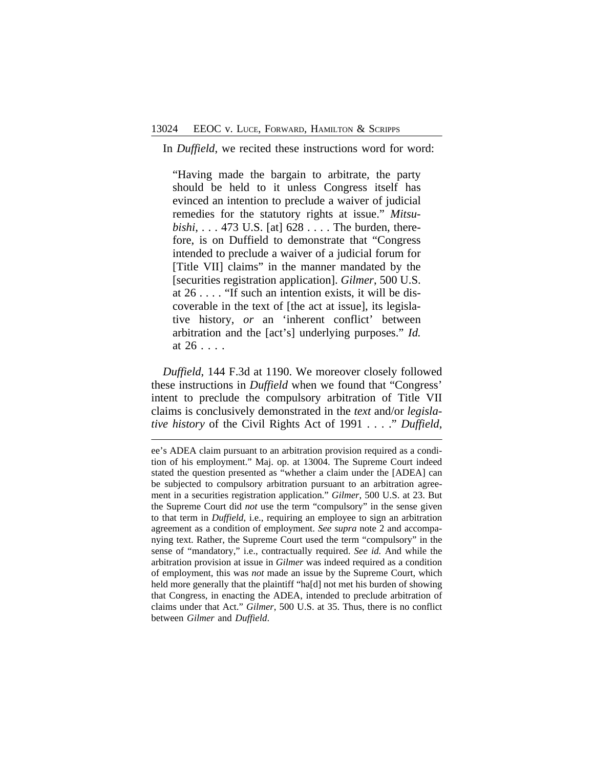In *Duffield*, we recited these instructions word for word:

> "Having made the bargain to arbitrate, the party should be held to it unless Congress itself has evinced an intention to preclude a waiver of judicial remedies for the statutory rights at issue." *Mitsubishi*, . . . 473 U.S. [at] 628 . . . . The burden, therefore, is on Duffield to demonstrate that "Congress intended to preclude a waiver of a judicial forum for [Title VII] claims" in the manner mandated by the [securities registration application]. *Gilmer*, 500 U.S. at 26 . . . . "If such an intention exists, it will be discoverable in the text of [the act at issue], its legislative history, *or* an 'inherent conflict' between arbitration and the [act's] underlying purposes." *Id.* at 26 . . . .

*Duffield*, 144 F.3d at 1190. We moreover closely followed these instructions in *Duffield* when we found that "Congress' intent to preclude the compulsory arbitration of Title VII claims is conclusively demonstrated in the *text* and/or *legislative history* of the Civil Rights Act of 1991 . . . ." *Duffield*,

---

ee's ADEA claim pursuant to an arbitration provision required as a condition of his employment." Maj. op. at 13004. The Supreme Court indeed stated the question presented as "whether a claim under the [ADEA] can be subjected to compulsory arbitration pursuant to an arbitration agreement in a securities registration application." *Gilmer*, 500 U.S. at 23. But the Supreme Court did *not* use the term "compulsory" in the sense given to that term in *Duffield*, i.e., requiring an employee to sign an arbitration agreement as a condition of employment. *See supra* note 2 and accompanying text. Rather, the Supreme Court used the term "compulsory" in the sense of "mandatory," i.e., contractually required. *See id.* And while the arbitration provision at issue in *Gilmer* was indeed required as a condition of employment, this was *not* made an issue by the Supreme Court, which held more generally that the plaintiff "ha[d] not met his burden of showing that Congress, in enacting the ADEA, intended to preclude arbitration of claims under that Act." *Gilmer*, 500 U.S. at 35. Thus, there is no conflict between *Gilmer* and *Duffield*.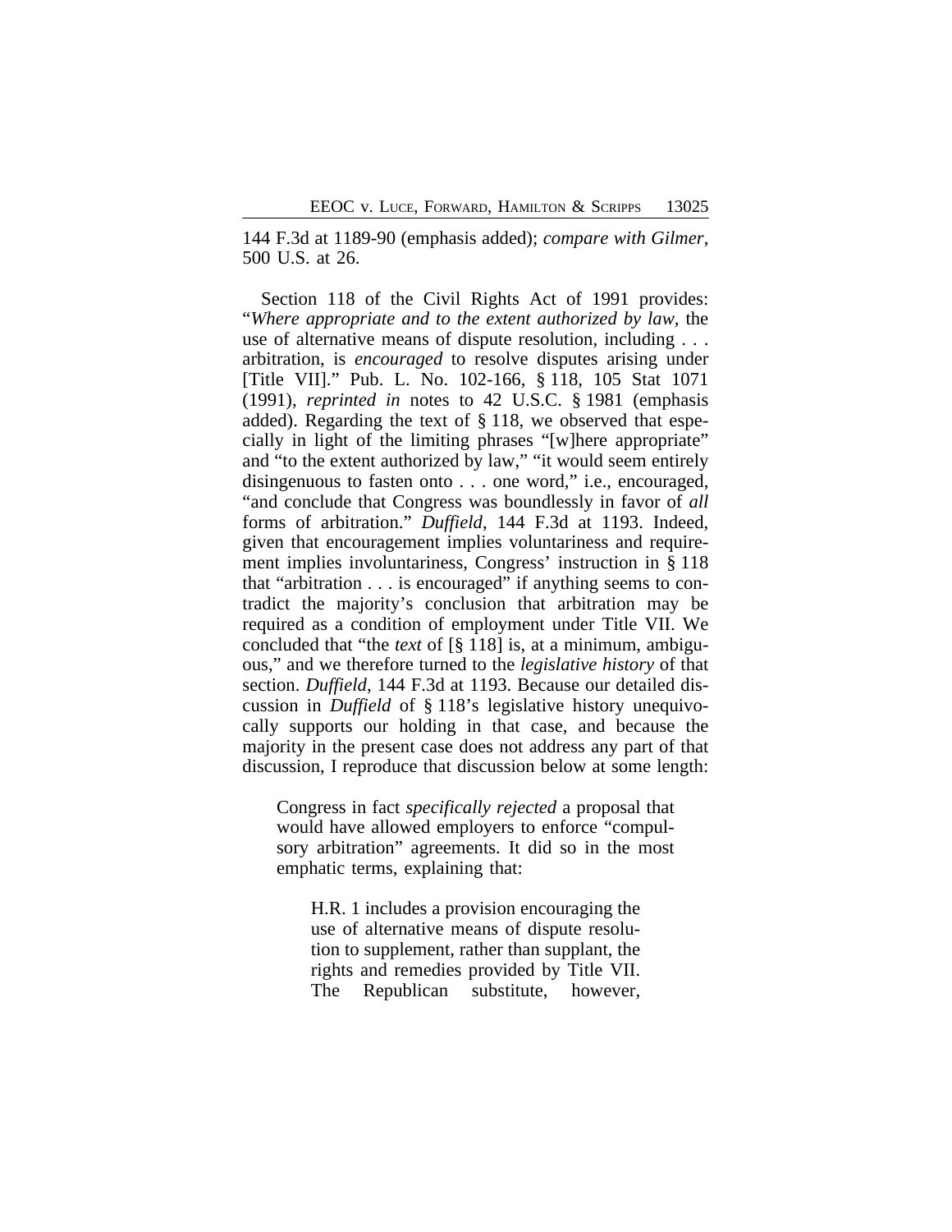144 F.3d at 1189-90 (emphasis added); *compare with Gilmer*, 500 U.S. at 26.

Section 118 of the Civil Rights Act of 1991 provides: "*Where appropriate and to the extent authorized by law*, the use of alternative means of dispute resolution, including . . . arbitration, is *encouraged* to resolve disputes arising under [Title VII]." Pub. L. No. 102-166, § 118, 105 Stat 1071 (1991), *reprinted in* notes to 42 U.S.C. § 1981 (emphasis added). Regarding the text of § 118, we observed that especially in light of the limiting phrases "[w]here appropriate" and "to the extent authorized by law," "it would seem entirely disingenuous to fasten onto . . . one word," i.e., encouraged, "and conclude that Congress was boundlessly in favor of *all* forms of arbitration." *Duffield*, 144 F.3d at 1193. Indeed, given that encouragement implies voluntariness and requirement implies involuntariness, Congress' instruction in § 118 that "arbitration . . . is encouraged" if anything seems to contradict the majority's conclusion that arbitration may be required as a condition of employment under Title VII. We concluded that "the *text* of [§ 118] is, at a minimum, ambiguous," and we therefore turned to the *legislative history* of that section. *Duffield*, 144 F.3d at 1193. Because our detailed discussion in *Duffield* of § 118's legislative history unequivocally supports our holding in that case, and because the majority in the present case does not address any part of that discussion, I reproduce that discussion below at some length:

> Congress in fact *specifically rejected* a proposal that would have allowed employers to enforce "compulsory arbitration" agreements. It did so in the most emphatic terms, explaining that:
>
> > H.R. 1 includes a provision encouraging the use of alternative means of dispute resolution to supplement, rather than supplant, the rights and remedies provided by Title VII. The Republican substitute, however,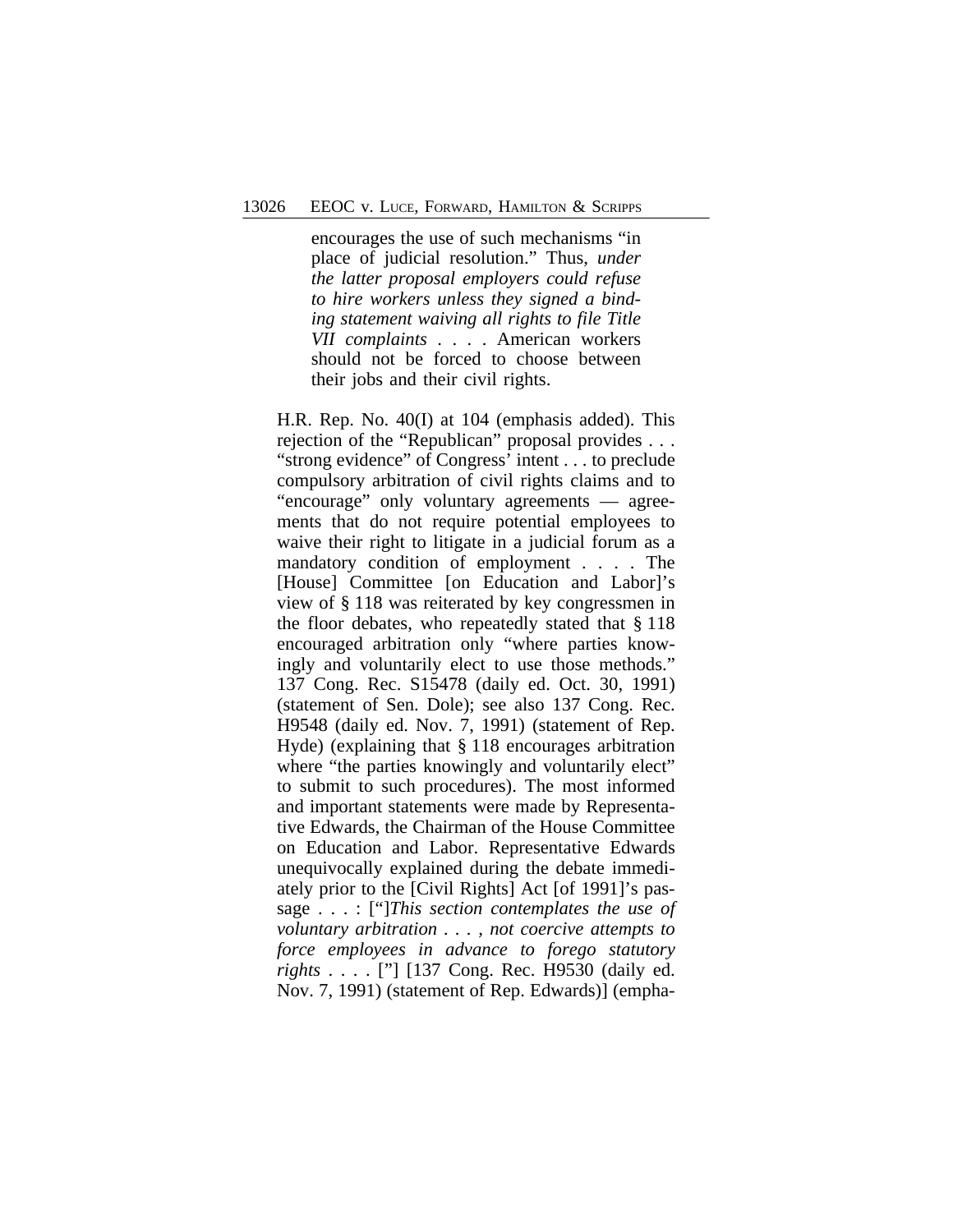> encourages the use of such mechanisms "in place of judicial resolution." Thus, *under the latter proposal employers could refuse to hire workers unless they signed a binding statement waiving all rights to file Title VII complaints* . . . . American workers should not be forced to choose between their jobs and their civil rights.

H.R. Rep. No. 40(I) at 104 (emphasis added). This rejection of the "Republican" proposal provides . . . "strong evidence" of Congress' intent . . . to preclude compulsory arbitration of civil rights claims and to "encourage" only voluntary agreements — agreements that do not require potential employees to waive their right to litigate in a judicial forum as a mandatory condition of employment . . . . The [House] Committee [on Education and Labor]'s view of § 118 was reiterated by key congressmen in the floor debates, who repeatedly stated that § 118 encouraged arbitration only "where parties knowingly and voluntarily elect to use those methods." 137 Cong. Rec. S15478 (daily ed. Oct. 30, 1991) (statement of Sen. Dole); see also 137 Cong. Rec. H9548 (daily ed. Nov. 7, 1991) (statement of Rep. Hyde) (explaining that § 118 encourages arbitration where "the parties knowingly and voluntarily elect" to submit to such procedures). The most informed and important statements were made by Representative Edwards, the Chairman of the House Committee on Education and Labor. Representative Edwards unequivocally explained during the debate immediately prior to the [Civil Rights] Act [of 1991]'s passage . . . : ["]*This section contemplates the use of voluntary arbitration . . . , not coercive attempts to force employees in advance to forego statutory rights* . . . . ["] [137 Cong. Rec. H9530 (daily ed. Nov. 7, 1991) (statement of Rep. Edwards)] (empha-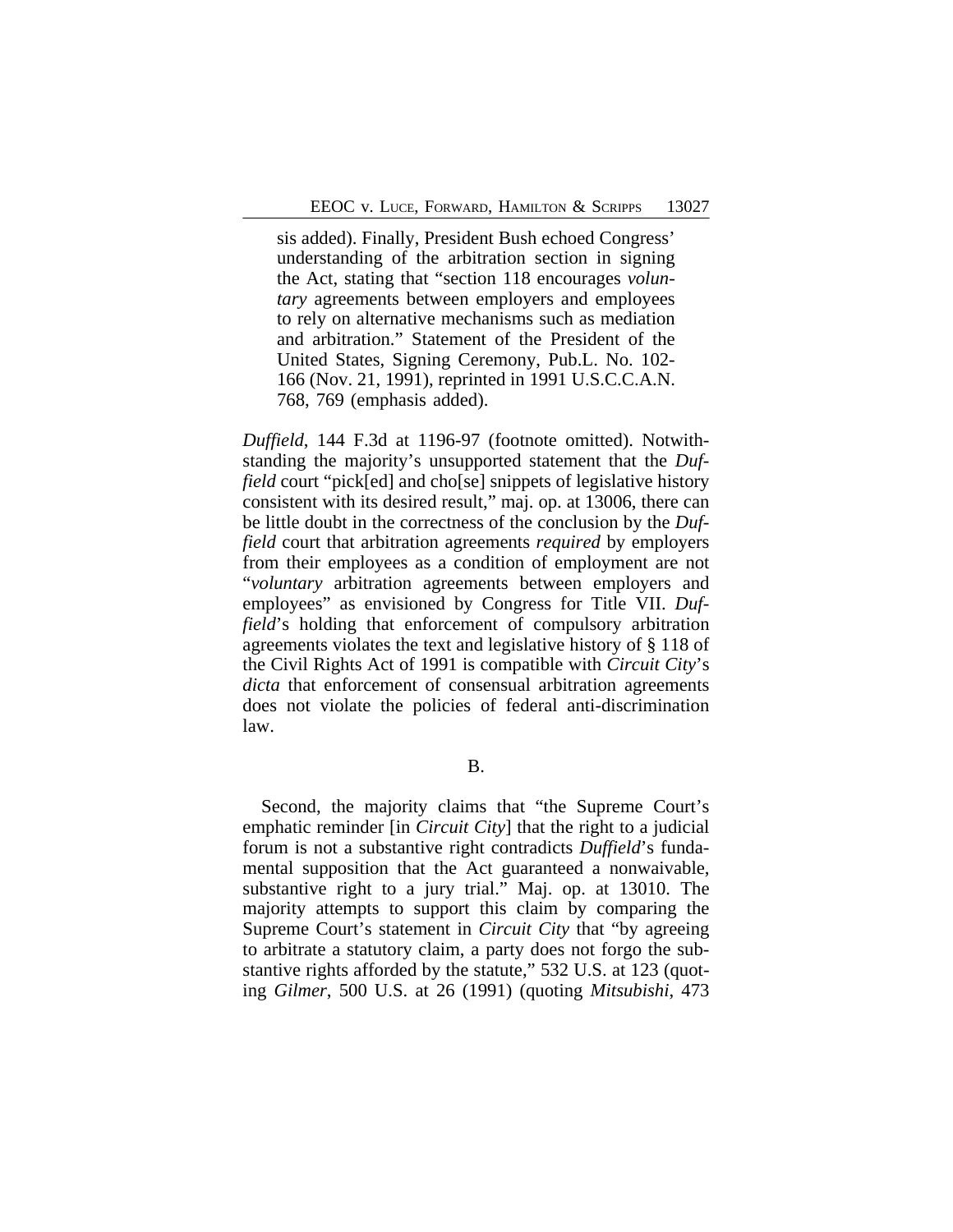sis added). Finally, President Bush echoed Congress' understanding of the arbitration section in signing the Act, stating that "section 118 encourages *voluntary* agreements between employers and employees to rely on alternative mechanisms such as mediation and arbitration." Statement of the President of the United States, Signing Ceremony, Pub.L. No. 102-166 (Nov. 21, 1991), reprinted in 1991 U.S.C.C.A.N. 768, 769 (emphasis added).

*Duffield*, 144 F.3d at 1196-97 (footnote omitted). Notwithstanding the majority's unsupported statement that the *Duffield* court "pick[ed] and cho[se] snippets of legislative history consistent with its desired result," maj. op. at 13006, there can be little doubt in the correctness of the conclusion by the *Duffield* court that arbitration agreements *required* by employers from their employees as a condition of employment are not "*voluntary* arbitration agreements between employers and employees" as envisioned by Congress for Title VII. *Duffield*'s holding that enforcement of compulsory arbitration agreements violates the text and legislative history of § 118 of the Civil Rights Act of 1991 is compatible with *Circuit City*'s *dicta* that enforcement of consensual arbitration agreements does not violate the policies of federal anti-discrimination law.

B.

Second, the majority claims that "the Supreme Court's emphatic reminder [in *Circuit City*] that the right to a judicial forum is not a substantive right contradicts *Duffield*'s fundamental supposition that the Act guaranteed a nonwaivable, substantive right to a jury trial." Maj. op. at 13010. The majority attempts to support this claim by comparing the Supreme Court's statement in *Circuit City* that "by agreeing to arbitrate a statutory claim, a party does not forgo the substantive rights afforded by the statute," 532 U.S. at 123 (quoting *Gilmer*, 500 U.S. at 26 (1991) (quoting *Mitsubishi*, 473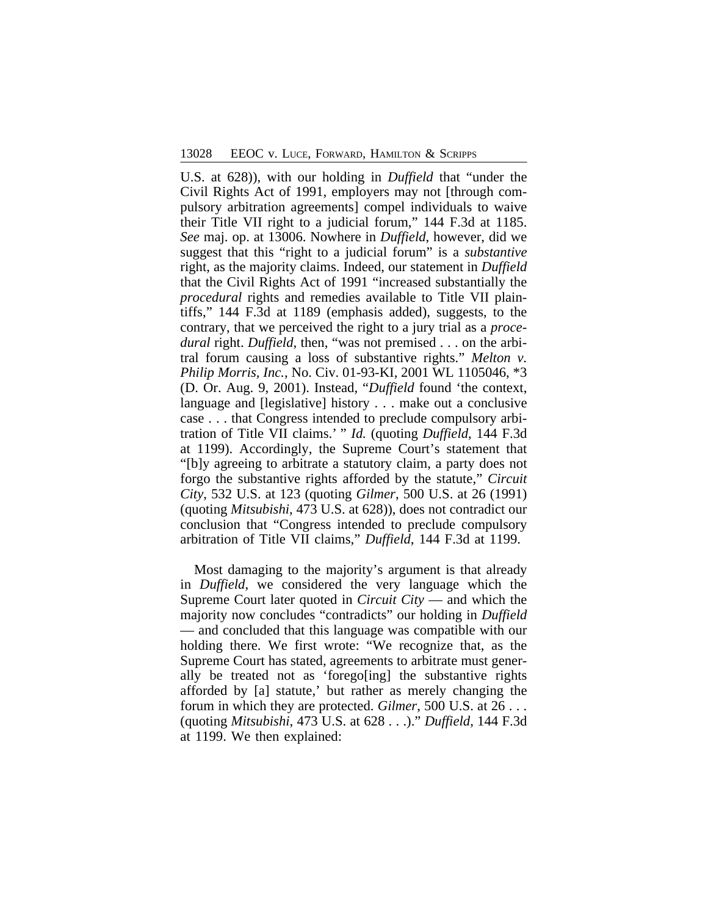U.S. at 628)), with our holding in *Duffield* that "under the Civil Rights Act of 1991, employers may not [through compulsory arbitration agreements] compel individuals to waive their Title VII right to a judicial forum," 144 F.3d at 1185. *See* maj. op. at 13006. Nowhere in *Duffield*, however, did we suggest that this "right to a judicial forum" is a *substantive* right, as the majority claims. Indeed, our statement in *Duffield* that the Civil Rights Act of 1991 "increased substantially the *procedural* rights and remedies available to Title VII plaintiffs," 144 F.3d at 1189 (emphasis added), suggests, to the contrary, that we perceived the right to a jury trial as a *procedural* right. *Duffield*, then, "was not premised . . . on the arbitral forum causing a loss of substantive rights." *Melton v. Philip Morris, Inc.*, No. Civ. 01-93-KI, 2001 WL 1105046, *3 (D. Or. Aug. 9, 2001). Instead, "*Duffield* found 'the context, language and [legislative] history . . . make out a conclusive case . . . that Congress intended to preclude compulsory arbitration of Title VII claims.' " *Id.* (quoting *Duffield*, 144 F.3d at 1199). Accordingly, the Supreme Court's statement that "[b]y agreeing to arbitrate a statutory claim, a party does not forgo the substantive rights afforded by the statute," *Circuit City*, 532 U.S. at 123 (quoting *Gilmer*, 500 U.S. at 26 (1991) (quoting *Mitsubishi*, 473 U.S. at 628)), does not contradict our conclusion that "Congress intended to preclude compulsory arbitration of Title VII claims," *Duffield*, 144 F.3d at 1199.

Most damaging to the majority's argument is that already in *Duffield*, we considered the very language which the Supreme Court later quoted in *Circuit City* — and which the majority now concludes "contradicts" our holding in *Duffield* — and concluded that this language was compatible with our holding there. We first wrote: "We recognize that, as the Supreme Court has stated, agreements to arbitrate must generally be treated not as 'forego[ing] the substantive rights afforded by [a] statute,' but rather as merely changing the forum in which they are protected. *Gilmer*, 500 U.S. at 26 . . . (quoting *Mitsubishi*, 473 U.S. at 628 . . .)." *Duffield*, 144 F.3d at 1199. We then explained: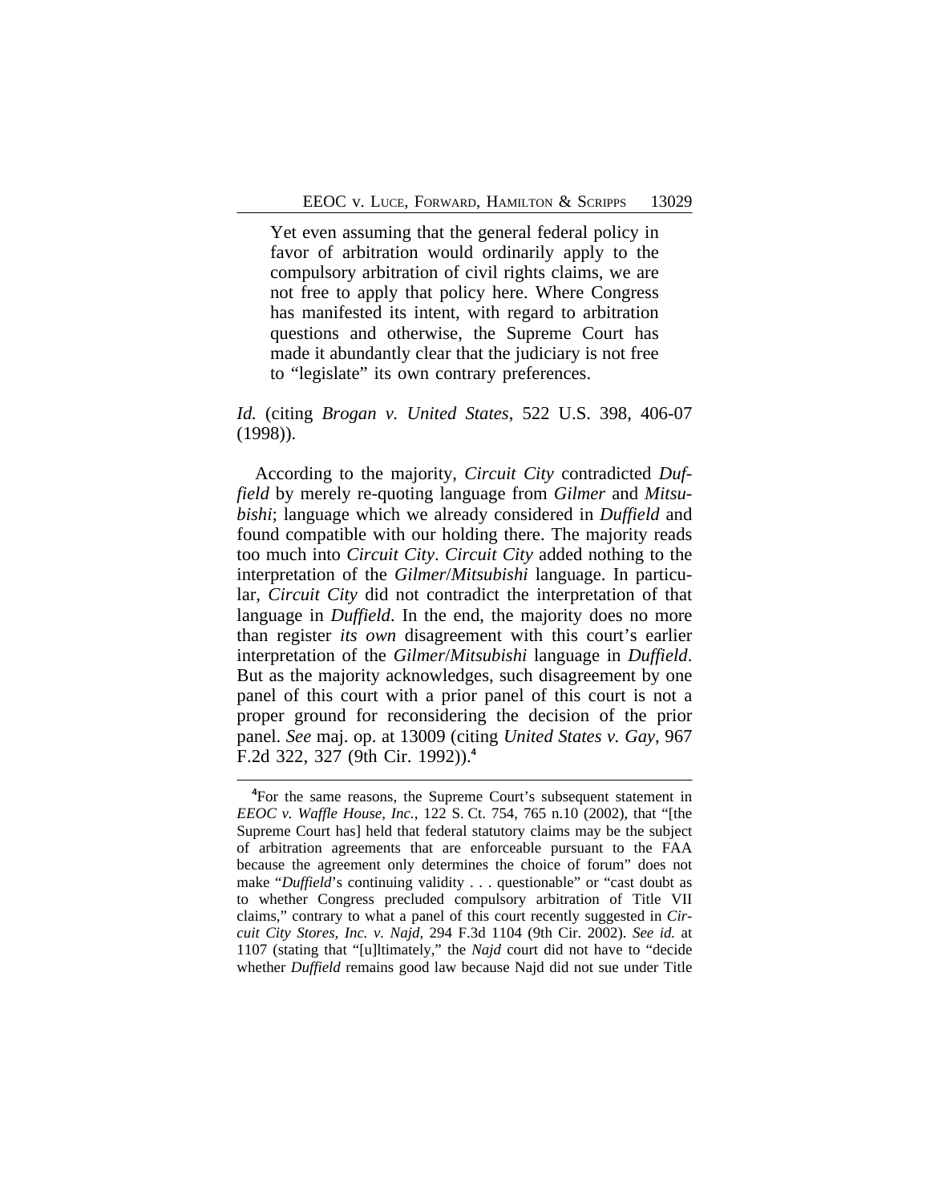> Yet even assuming that the general federal policy in favor of arbitration would ordinarily apply to the compulsory arbitration of civil rights claims, we are not free to apply that policy here. Where Congress has manifested its intent, with regard to arbitration questions and otherwise, the Supreme Court has made it abundantly clear that the judiciary is not free to "legislate" its own contrary preferences.

*Id.* (citing *Brogan v. United States*, 522 U.S. 398, 406-07 (1998)).

According to the majority, *Circuit City* contradicted *Duffield* by merely re-quoting language from *Gilmer* and *Mitsubishi*; language which we already considered in *Duffield* and found compatible with our holding there. The majority reads too much into *Circuit City*. *Circuit City* added nothing to the interpretation of the *Gilmer*/*Mitsubishi* language. In particular, *Circuit City* did not contradict the interpretation of that language in *Duffield*. In the end, the majority does no more than register *its own* disagreement with this court's earlier interpretation of the *Gilmer*/*Mitsubishi* language in *Duffield*. But as the majority acknowledges, such disagreement by one panel of this court with a prior panel of this court is not a proper ground for reconsidering the decision of the prior panel. *See* maj. op. at 13009 (citing *United States v. Gay*, 967 F.2d 322, 327 (9th Cir. 1992)).[4]

---

[4]For the same reasons, the Supreme Court's subsequent statement in *EEOC v. Waffle House, Inc.*, 122 S. Ct. 754, 765 n.10 (2002), that "[the Supreme Court has] held that federal statutory claims may be the subject of arbitration agreements that are enforceable pursuant to the FAA because the agreement only determines the choice of forum" does not make "*Duffield*'s continuing validity . . . questionable" or "cast doubt as to whether Congress precluded compulsory arbitration of Title VII claims," contrary to what a panel of this court recently suggested in *Circuit City Stores, Inc. v. Najd*, 294 F.3d 1104 (9th Cir. 2002). *See id.* at 1107 (stating that "[u]ltimately," the *Najd* court did not have to "decide whether *Duffield* remains good law because Najd did not sue under Title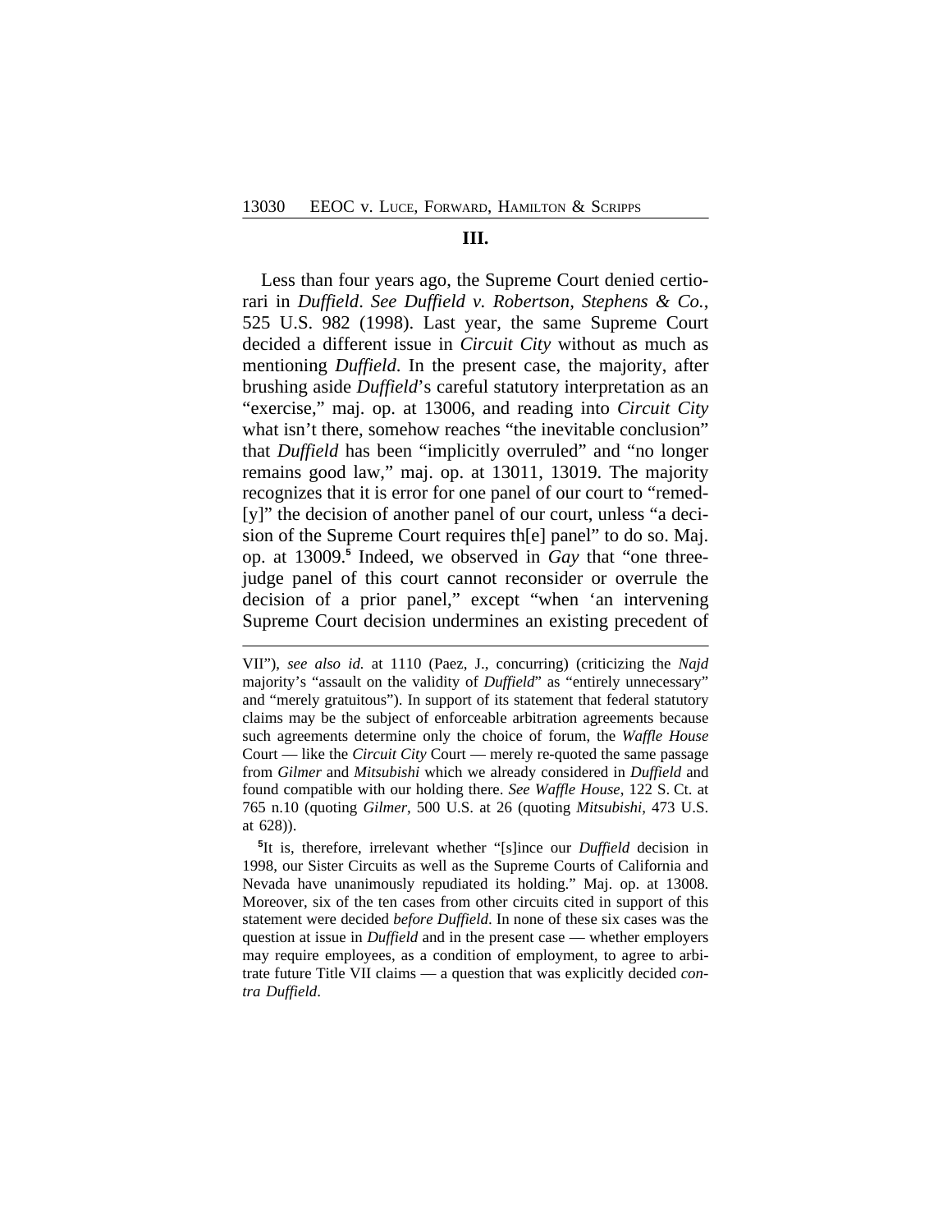## III.

Less than four years ago, the Supreme Court denied certiorari in *Duffield*. *See Duffield v. Robertson, Stephens & Co.*, 525 U.S. 982 (1998). Last year, the same Supreme Court decided a different issue in *Circuit City* without as much as mentioning *Duffield*. In the present case, the majority, after brushing aside *Duffield*'s careful statutory interpretation as an "exercise," maj. op. at 13006, and reading into *Circuit City* what isn't there, somehow reaches "the inevitable conclusion" that *Duffield* has been "implicitly overruled" and "no longer remains good law," maj. op. at 13011, 13019. The majority recognizes that it is error for one panel of our court to "remed-[y]" the decision of another panel of our court, unless "a decision of the Supreme Court requires th[e] panel" to do so. Maj. op. at 13009.[5] Indeed, we observed in *Gay* that "one three-judge panel of this court cannot reconsider or overrule the decision of a prior panel," except "when 'an intervening Supreme Court decision undermines an existing precedent of

---

VII"), *see also id.* at 1110 (Paez, J., concurring) (criticizing the *Najd* majority's "assault on the validity of *Duffield*" as "entirely unnecessary" and "merely gratuitous"). In support of its statement that federal statutory claims may be the subject of enforceable arbitration agreements because such agreements determine only the choice of forum, the *Waffle House* Court — like the *Circuit City* Court — merely re-quoted the same passage from *Gilmer* and *Mitsubishi* which we already considered in *Duffield* and found compatible with our holding there. *See Waffle House*, 122 S. Ct. at 765 n.10 (quoting *Gilmer*, 500 U.S. at 26 (quoting *Mitsubishi*, 473 U.S. at 628)).

[5]It is, therefore, irrelevant whether "[s]ince our *Duffield* decision in 1998, our Sister Circuits as well as the Supreme Courts of California and Nevada have unanimously repudiated its holding." Maj. op. at 13008. Moreover, six of the ten cases from other circuits cited in support of this statement were decided *before Duffield*. In none of these six cases was the question at issue in *Duffield* and in the present case — whether employers may require employees, as a condition of employment, to agree to arbitrate future Title VII claims — a question that was explicitly decided *contra Duffield*.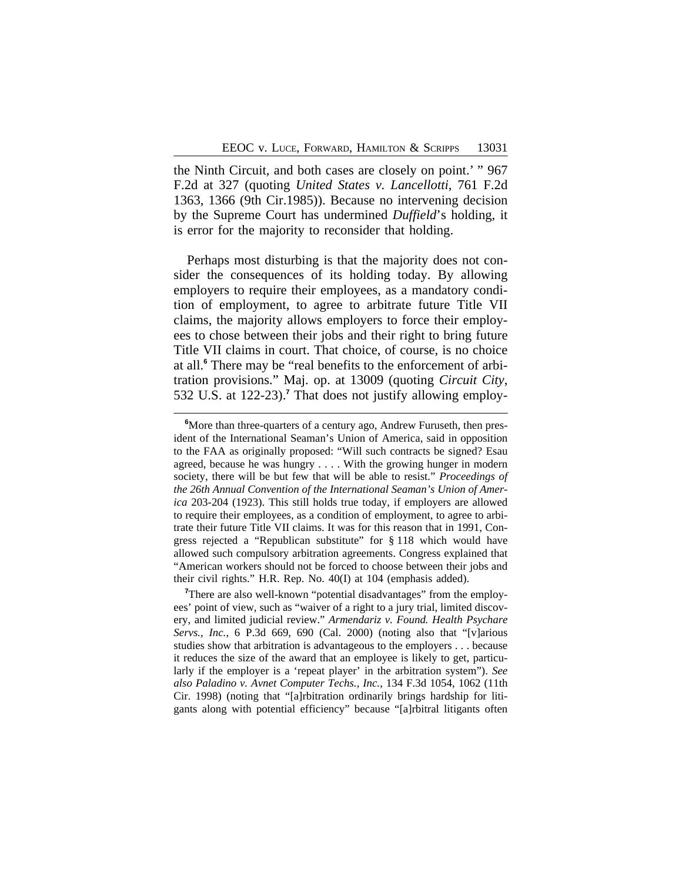the Ninth Circuit, and both cases are closely on point.' " 967 F.2d at 327 (quoting *United States v. Lancellotti*, 761 F.2d 1363, 1366 (9th Cir.1985)). Because no intervening decision by the Supreme Court has undermined *Duffield*'s holding, it is error for the majority to reconsider that holding.

Perhaps most disturbing is that the majority does not consider the consequences of its holding today. By allowing employers to require their employees, as a mandatory condition of employment, to agree to arbitrate future Title VII claims, the majority allows employers to force their employees to chose between their jobs and their right to bring future Title VII claims in court. That choice, of course, is no choice at all.[6] There may be "real benefits to the enforcement of arbitration provisions." Maj. op. at 13009 (quoting *Circuit City*, 532 U.S. at 122-23).[7] That does not justify allowing employ-

---

[6]More than three-quarters of a century ago, Andrew Furuseth, then president of the International Seaman's Union of America, said in opposition to the FAA as originally proposed: "Will such contracts be signed? Esau agreed, because he was hungry . . . . With the growing hunger in modern society, there will be but few that will be able to resist." *Proceedings of the 26th Annual Convention of the International Seaman's Union of America* 203-204 (1923). This still holds true today, if employers are allowed to require their employees, as a condition of employment, to agree to arbitrate their future Title VII claims. It was for this reason that in 1991, Congress rejected a "Republican substitute" for § 118 which would have allowed such compulsory arbitration agreements. Congress explained that "American workers should not be forced to choose between their jobs and their civil rights." H.R. Rep. No. 40(I) at 104 (emphasis added).

[7]There are also well-known "potential disadvantages" from the employees' point of view, such as "waiver of a right to a jury trial, limited discovery, and limited judicial review." *Armendariz v. Found. Health Psychare Servs., Inc.*, 6 P.3d 669, 690 (Cal. 2000) (noting also that "[v]arious studies show that arbitration is advantageous to the employers . . . because it reduces the size of the award that an employee is likely to get, particularly if the employer is a 'repeat player' in the arbitration system"). *See also Paladino v. Avnet Computer Techs., Inc.*, 134 F.3d 1054, 1062 (11th Cir. 1998) (noting that "[a]rbitration ordinarily brings hardship for litigants along with potential efficiency" because "[a]rbitral litigants often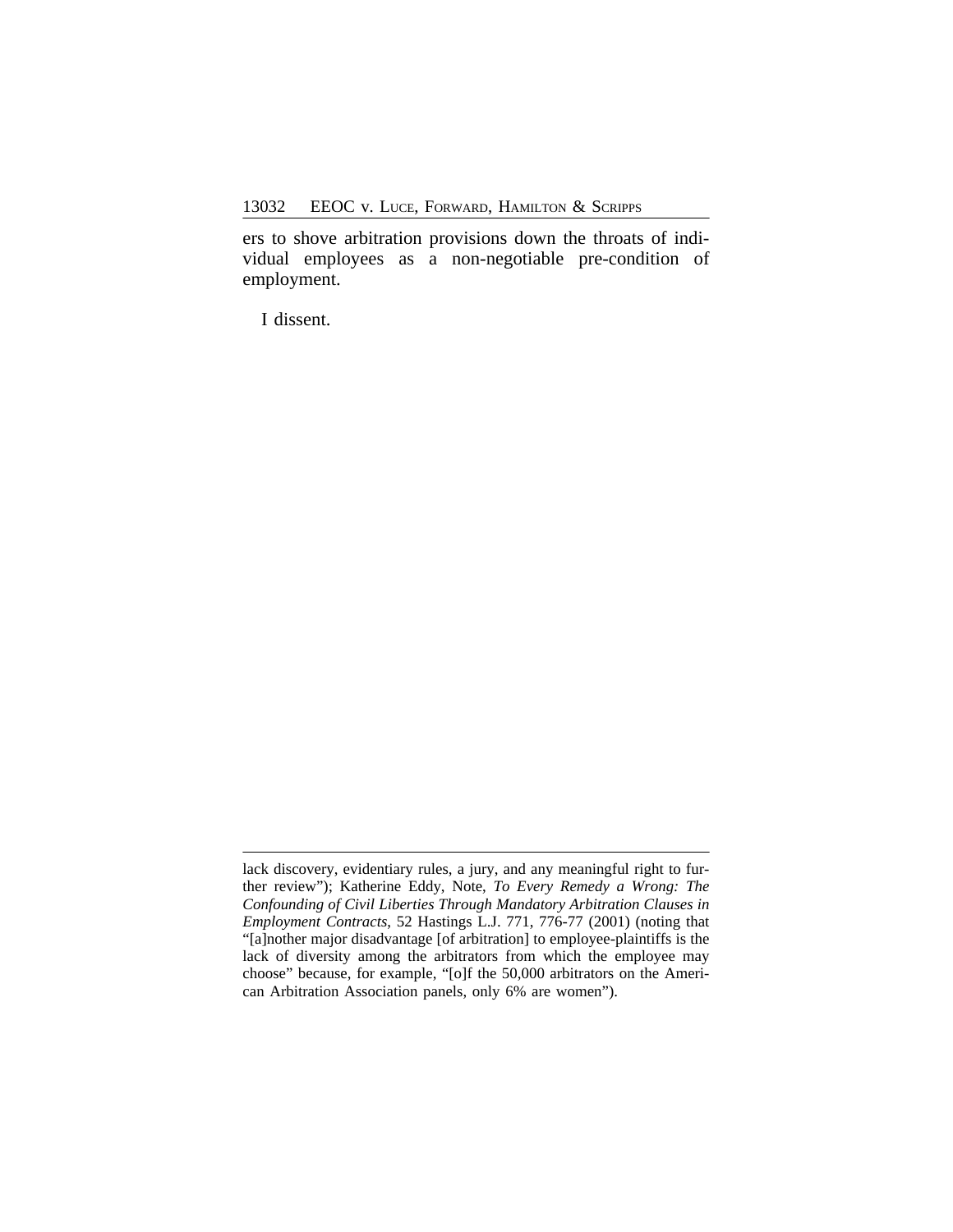ers to shove arbitration provisions down the throats of individual employees as a non-negotiable pre-condition of employment.

I dissent.

---

lack discovery, evidentiary rules, a jury, and any meaningful right to further review"); Katherine Eddy, Note, *To Every Remedy a Wrong: The Confounding of Civil Liberties Through Mandatory Arbitration Clauses in Employment Contracts*, 52 Hastings L.J. 771, 776-77 (2001) (noting that "[a]nother major disadvantage [of arbitration] to employee-plaintiffs is the lack of diversity among the arbitrators from which the employee may choose" because, for example, "[o]f the 50,000 arbitrators on the American Arbitration Association panels, only 6% are women").